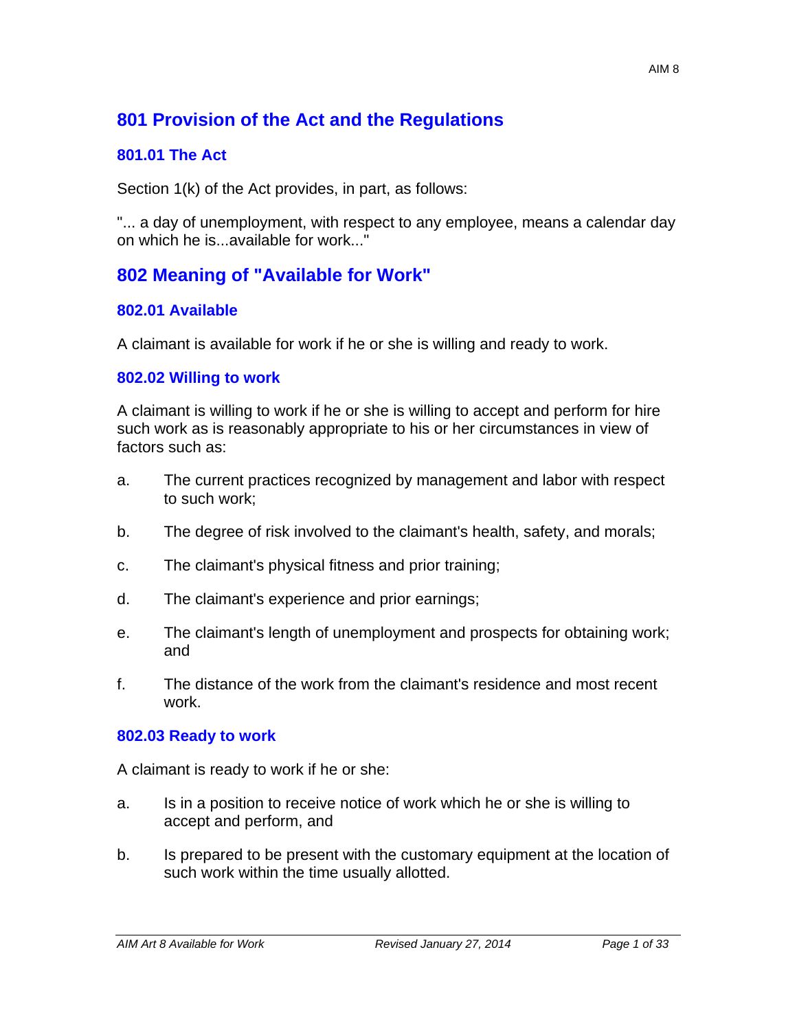# 801 Provision of the Act and the Regulations

## 801.01 The Act

Section 1(k) of the Act provides, in part, as follows:

"... a day of unemployment, with respect to any employee, means a calendar day on which he is...available for work..."

# 802 Meaning of "Available for Work"

## 802.01 Available

A claimant is available for work if he or she is willing and ready to work.

## 802.02 Willing to work

A claimant is willing to work if he or she is willing to accept and perform for hire such work as is reasonably appropriate to his or her circumstances in view of factors such as:

a. The current practices recognized by management and labor with respect to such work;

b. The degree of risk involved to the claimant's health, safety, and morals;

c. The claimant's physical fitness and prior training;

d. The claimant's experience and prior earnings;

e. The claimant's length of unemployment and prospects for obtaining work; and

f. The distance of the work from the claimant's residence and most recent work.

## 802.03 Ready to work

A claimant is ready to work if he or she:

a. Is in a position to receive notice of work which he or she is willing to accept and perform, and

b. Is prepared to be present with the customary equipment at the location of such work within the time usually allotted.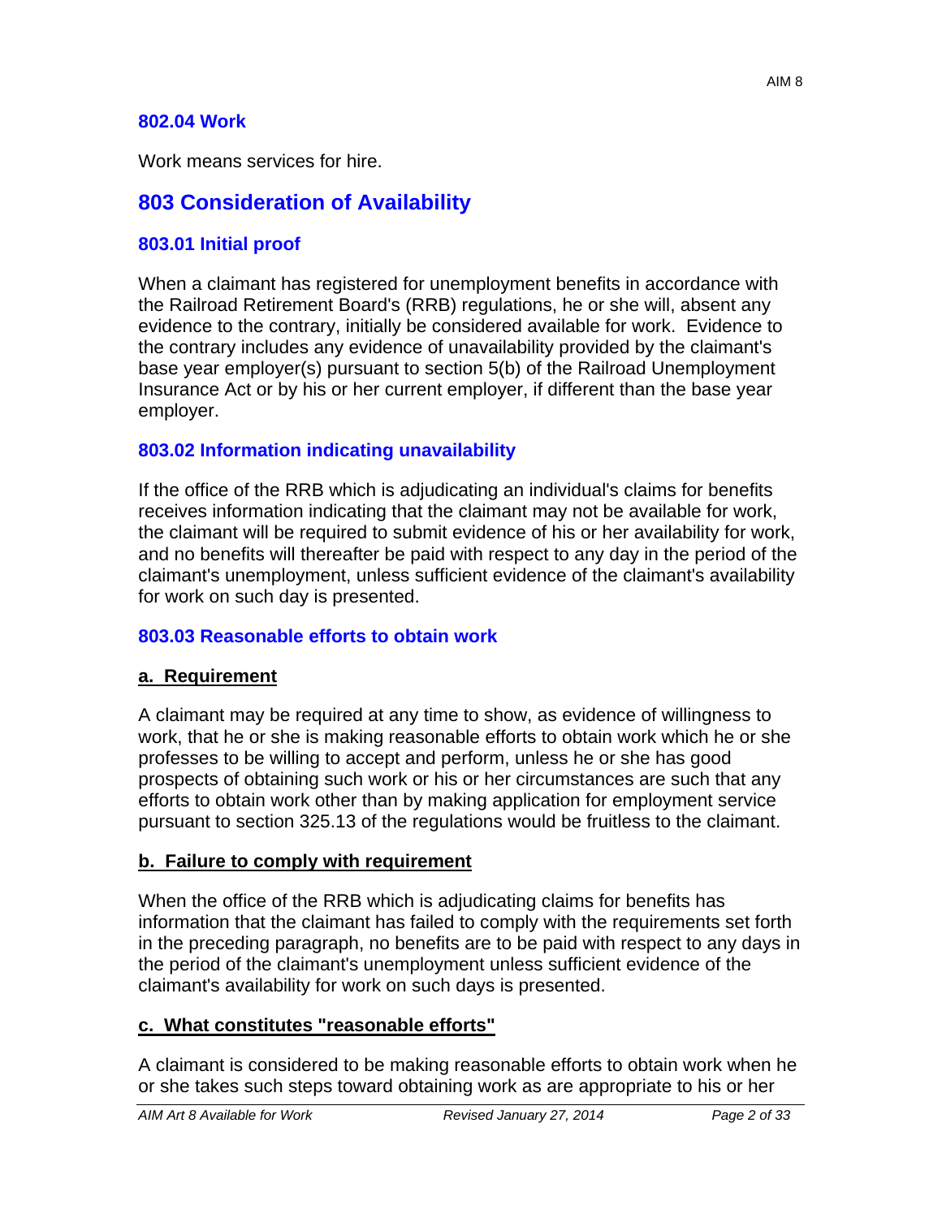### 802.04 Work

Work means services for hire.

## 803 Consideration of Availability

### 803.01 Initial proof

When a claimant has registered for unemployment benefits in accordance with the Railroad Retirement Board's (RRB) regulations, he or she will, absent any evidence to the contrary, initially be considered available for work. Evidence to the contrary includes any evidence of unavailability provided by the claimant's base year employer(s) pursuant to section 5(b) of the Railroad Unemployment Insurance Act or by his or her current employer, if different than the base year employer.

### 803.02 Information indicating unavailability

If the office of the RRB which is adjudicating an individual's claims for benefits receives information indicating that the claimant may not be available for work, the claimant will be required to submit evidence of his or her availability for work, and no benefits will thereafter be paid with respect to any day in the period of the claimant's unemployment, unless sufficient evidence of the claimant's availability for work on such day is presented.

### 803.03 Reasonable efforts to obtain work

**a. Requirement**

A claimant may be required at any time to show, as evidence of willingness to work, that he or she is making reasonable efforts to obtain work which he or she professes to be willing to accept and perform, unless he or she has good prospects of obtaining such work or his or her circumstances are such that any efforts to obtain work other than by making application for employment service pursuant to section 325.13 of the regulations would be fruitless to the claimant.

**b. Failure to comply with requirement**

When the office of the RRB which is adjudicating claims for benefits has information that the claimant has failed to comply with the requirements set forth in the preceding paragraph, no benefits are to be paid with respect to any days in the period of the claimant's unemployment unless sufficient evidence of the claimant's availability for work on such days is presented.

**c. What constitutes "reasonable efforts"**

A claimant is considered to be making reasonable efforts to obtain work when he or she takes such steps toward obtaining work as are appropriate to his or her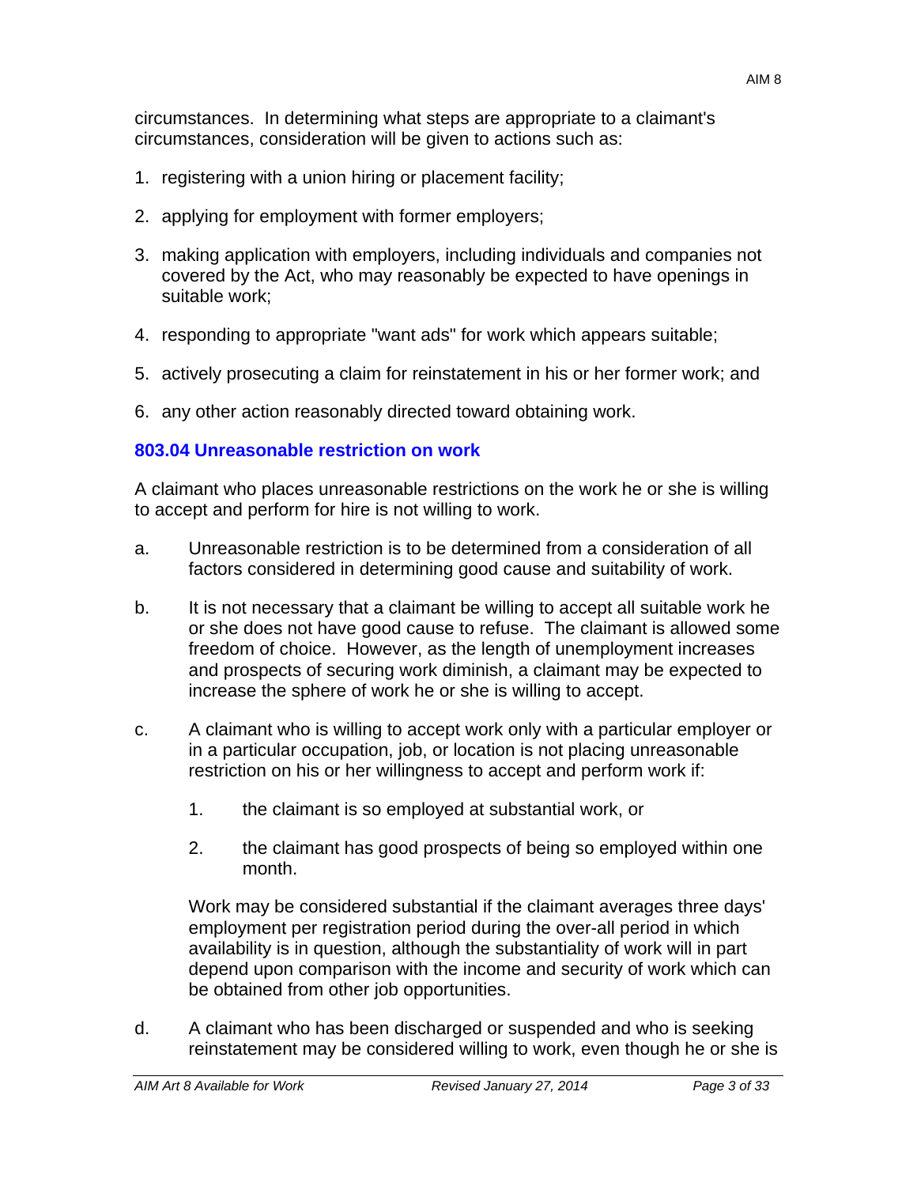circumstances. In determining what steps are appropriate to a claimant's circumstances, consideration will be given to actions such as:

1. registering with a union hiring or placement facility;
2. applying for employment with former employers;
3. making application with employers, including individuals and companies not covered by the Act, who may reasonably be expected to have openings in suitable work;
4. responding to appropriate "want ads" for work which appears suitable;
5. actively prosecuting a claim for reinstatement in his or her former work; and
6. any other action reasonably directed toward obtaining work.

### 803.04 Unreasonable restriction on work

A claimant who places unreasonable restrictions on the work he or she is willing to accept and perform for hire is not willing to work.

a. Unreasonable restriction is to be determined from a consideration of all factors considered in determining good cause and suitability of work.

b. It is not necessary that a claimant be willing to accept all suitable work he or she does not have good cause to refuse. The claimant is allowed some freedom of choice. However, as the length of unemployment increases and prospects of securing work diminish, a claimant may be expected to increase the sphere of work he or she is willing to accept.

c. A claimant who is willing to accept work only with a particular employer or in a particular occupation, job, or location is not placing unreasonable restriction on his or her willingness to accept and perform work if:

   1. the claimant is so employed at substantial work, or

   2. the claimant has good prospects of being so employed within one month.

   Work may be considered substantial if the claimant averages three days' employment per registration period during the over-all period in which availability is in question, although the substantiality of work will in part depend upon comparison with the income and security of work which can be obtained from other job opportunities.

d. A claimant who has been discharged or suspended and who is seeking reinstatement may be considered willing to work, even though he or she is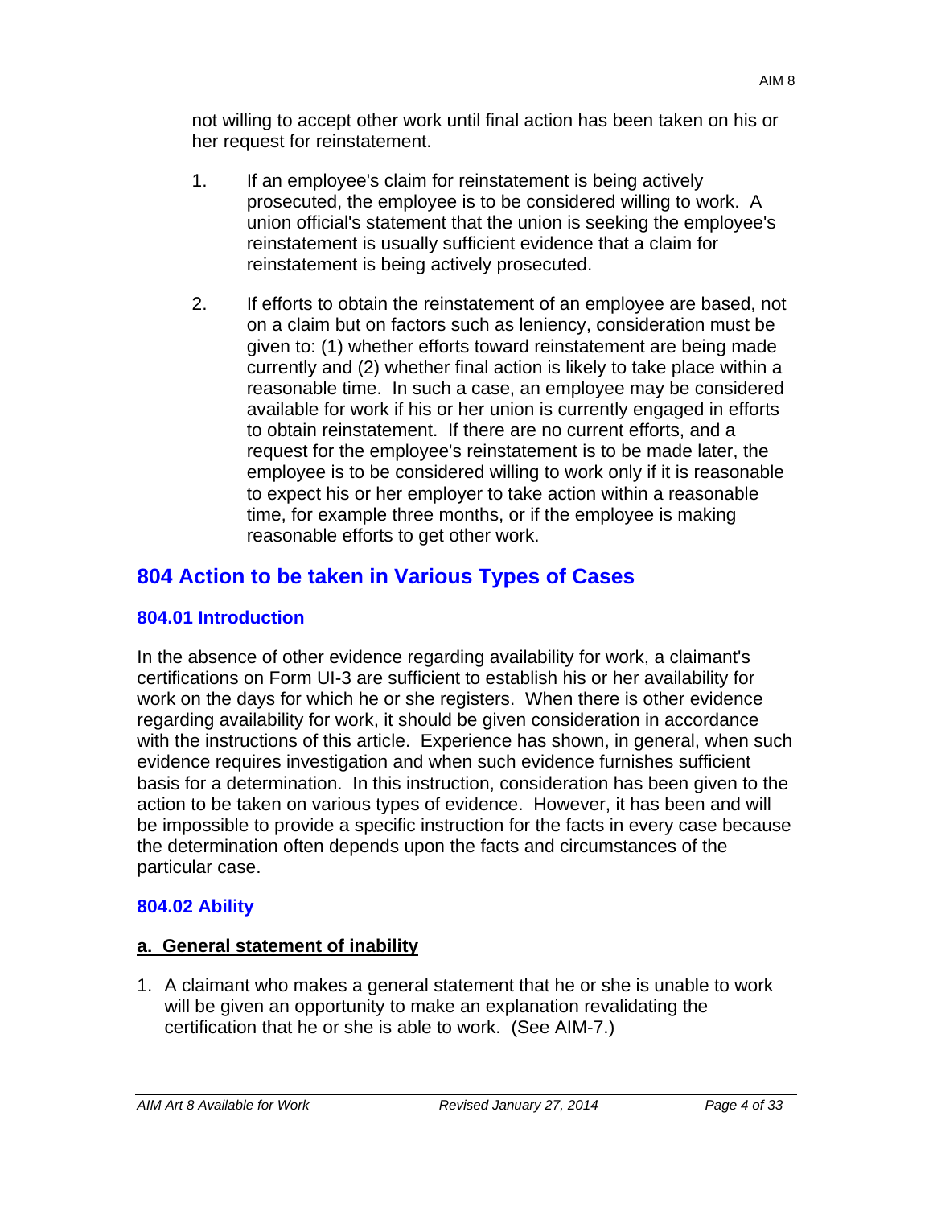not willing to accept other work until final action has been taken on his or her request for reinstatement.

1. If an employee's claim for reinstatement is being actively prosecuted, the employee is to be considered willing to work. A union official's statement that the union is seeking the employee's reinstatement is usually sufficient evidence that a claim for reinstatement is being actively prosecuted.

2. If efforts to obtain the reinstatement of an employee are based, not on a claim but on factors such as leniency, consideration must be given to: (1) whether efforts toward reinstatement are being made currently and (2) whether final action is likely to take place within a reasonable time. In such a case, an employee may be considered available for work if his or her union is currently engaged in efforts to obtain reinstatement. If there are no current efforts, and a request for the employee's reinstatement is to be made later, the employee is to be considered willing to work only if it is reasonable to expect his or her employer to take action within a reasonable time, for example three months, or if the employee is making reasonable efforts to get other work.

## 804 Action to be taken in Various Types of Cases

### 804.01 Introduction

In the absence of other evidence regarding availability for work, a claimant's certifications on Form UI-3 are sufficient to establish his or her availability for work on the days for which he or she registers. When there is other evidence regarding availability for work, it should be given consideration in accordance with the instructions of this article. Experience has shown, in general, when such evidence requires investigation and when such evidence furnishes sufficient basis for a determination. In this instruction, consideration has been given to the action to be taken on various types of evidence. However, it has been and will be impossible to provide a specific instruction for the facts in every case because the determination often depends upon the facts and circumstances of the particular case.

### 804.02 Ability

#### a. General statement of inability

1. A claimant who makes a general statement that he or she is unable to work will be given an opportunity to make an explanation revalidating the certification that he or she is able to work. (See AIM-7.)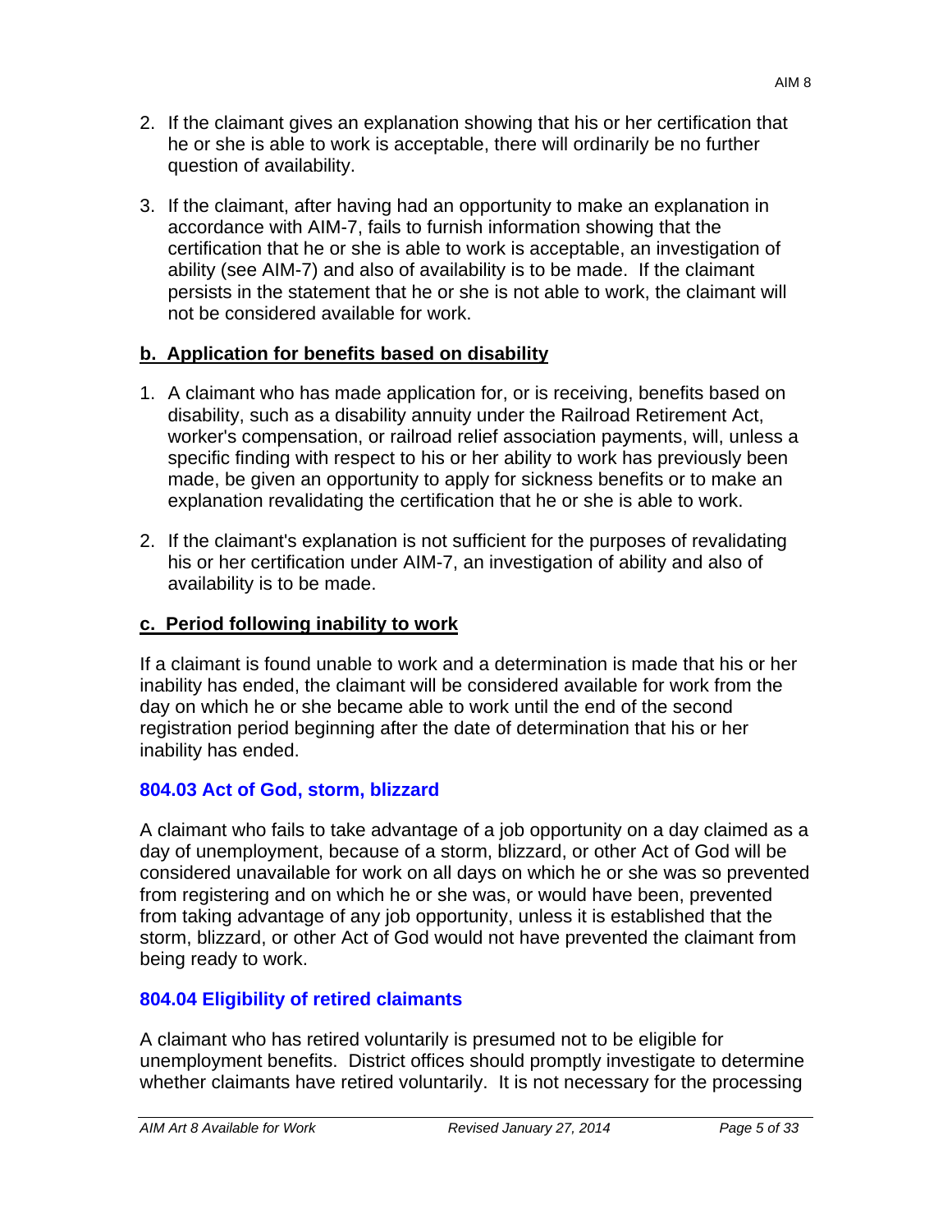2. If the claimant gives an explanation showing that his or her certification that he or she is able to work is acceptable, there will ordinarily be no further question of availability.

3. If the claimant, after having had an opportunity to make an explanation in accordance with AIM-7, fails to furnish information showing that the certification that he or she is able to work is acceptable, an investigation of ability (see AIM-7) and also of availability is to be made. If the claimant persists in the statement that he or she is not able to work, the claimant will not be considered available for work.

**b. Application for benefits based on disability**

1. A claimant who has made application for, or is receiving, benefits based on disability, such as a disability annuity under the Railroad Retirement Act, worker's compensation, or railroad relief association payments, will, unless a specific finding with respect to his or her ability to work has previously been made, be given an opportunity to apply for sickness benefits or to make an explanation revalidating the certification that he or she is able to work.

2. If the claimant's explanation is not sufficient for the purposes of revalidating his or her certification under AIM-7, an investigation of ability and also of availability is to be made.

**c. Period following inability to work**

If a claimant is found unable to work and a determination is made that his or her inability has ended, the claimant will be considered available for work from the day on which he or she became able to work until the end of the second registration period beginning after the date of determination that his or her inability has ended.

### 804.03 Act of God, storm, blizzard

A claimant who fails to take advantage of a job opportunity on a day claimed as a day of unemployment, because of a storm, blizzard, or other Act of God will be considered unavailable for work on all days on which he or she was so prevented from registering and on which he or she was, or would have been, prevented from taking advantage of any job opportunity, unless it is established that the storm, blizzard, or other Act of God would not have prevented the claimant from being ready to work.

### 804.04 Eligibility of retired claimants

A claimant who has retired voluntarily is presumed not to be eligible for unemployment benefits. District offices should promptly investigate to determine whether claimants have retired voluntarily. It is not necessary for the processing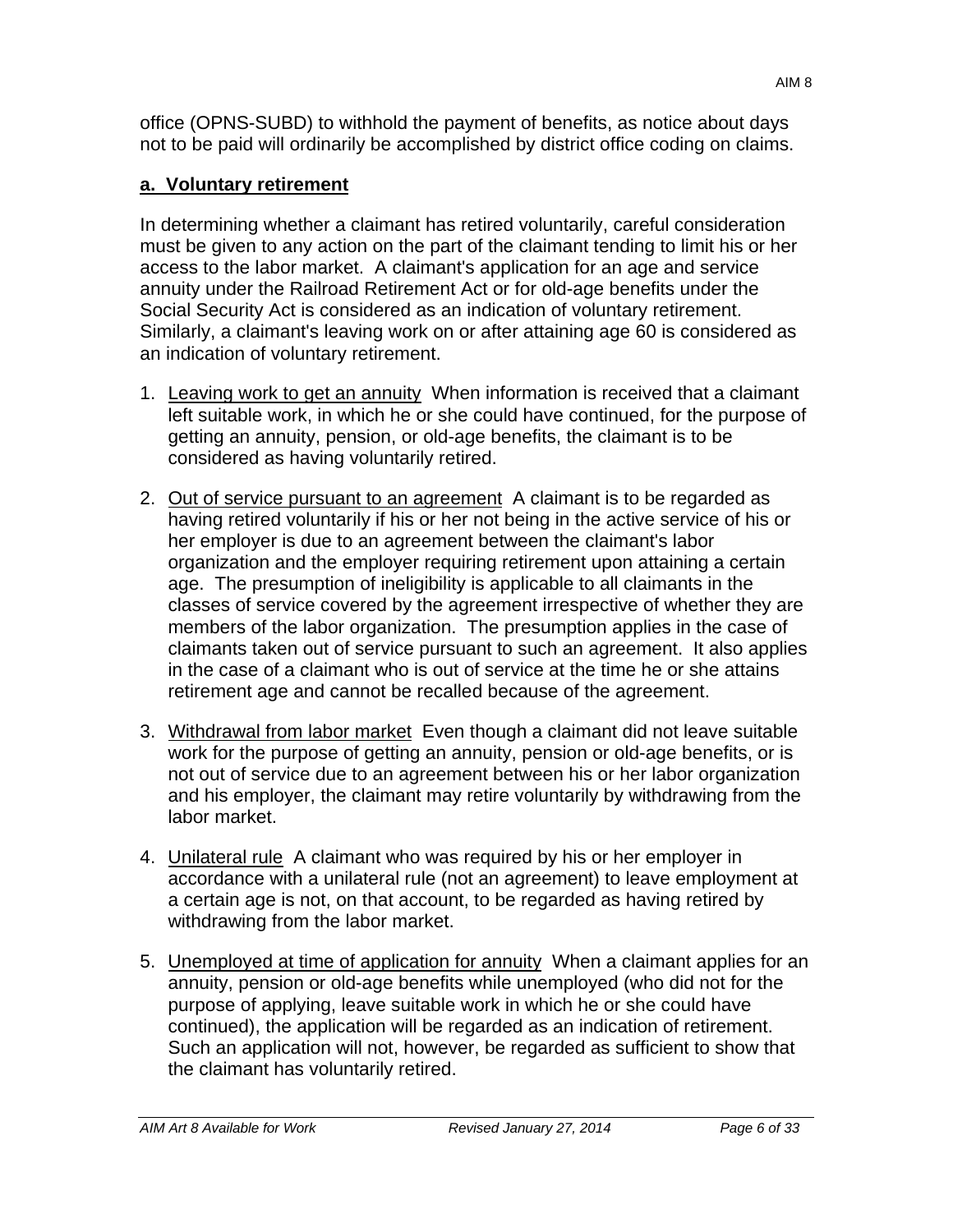office (OPNS-SUBD) to withhold the payment of benefits, as notice about days not to be paid will ordinarily be accomplished by district office coding on claims.

**a. Voluntary retirement**

In determining whether a claimant has retired voluntarily, careful consideration must be given to any action on the part of the claimant tending to limit his or her access to the labor market. A claimant's application for an age and service annuity under the Railroad Retirement Act or for old-age benefits under the Social Security Act is considered as an indication of voluntary retirement. Similarly, a claimant's leaving work on or after attaining age 60 is considered as an indication of voluntary retirement.

1. Leaving work to get an annuity When information is received that a claimant left suitable work, in which he or she could have continued, for the purpose of getting an annuity, pension, or old-age benefits, the claimant is to be considered as having voluntarily retired.

2. Out of service pursuant to an agreement A claimant is to be regarded as having retired voluntarily if his or her not being in the active service of his or her employer is due to an agreement between the claimant's labor organization and the employer requiring retirement upon attaining a certain age. The presumption of ineligibility is applicable to all claimants in the classes of service covered by the agreement irrespective of whether they are members of the labor organization. The presumption applies in the case of claimants taken out of service pursuant to such an agreement. It also applies in the case of a claimant who is out of service at the time he or she attains retirement age and cannot be recalled because of the agreement.

3. Withdrawal from labor market Even though a claimant did not leave suitable work for the purpose of getting an annuity, pension or old-age benefits, or is not out of service due to an agreement between his or her labor organization and his employer, the claimant may retire voluntarily by withdrawing from the labor market.

4. Unilateral rule A claimant who was required by his or her employer in accordance with a unilateral rule (not an agreement) to leave employment at a certain age is not, on that account, to be regarded as having retired by withdrawing from the labor market.

5. Unemployed at time of application for annuity When a claimant applies for an annuity, pension or old-age benefits while unemployed (who did not for the purpose of applying, leave suitable work in which he or she could have continued), the application will be regarded as an indication of retirement. Such an application will not, however, be regarded as sufficient to show that the claimant has voluntarily retired.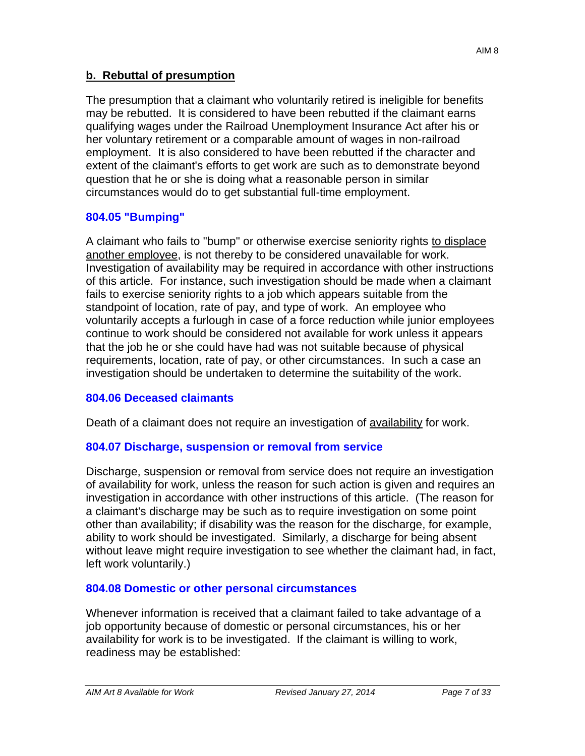### b. Rebuttal of presumption

The presumption that a claimant who voluntarily retired is ineligible for benefits may be rebutted. It is considered to have been rebutted if the claimant earns qualifying wages under the Railroad Unemployment Insurance Act after his or her voluntary retirement or a comparable amount of wages in non-railroad employment. It is also considered to have been rebutted if the character and extent of the claimant's efforts to get work are such as to demonstrate beyond question that he or she is doing what a reasonable person in similar circumstances would do to get substantial full-time employment.

## 804.05 "Bumping"

A claimant who fails to "bump" or otherwise exercise seniority rights to displace another employee, is not thereby to be considered unavailable for work. Investigation of availability may be required in accordance with other instructions of this article. For instance, such investigation should be made when a claimant fails to exercise seniority rights to a job which appears suitable from the standpoint of location, rate of pay, and type of work. An employee who voluntarily accepts a furlough in case of a force reduction while junior employees continue to work should be considered not available for work unless it appears that the job he or she could have had was not suitable because of physical requirements, location, rate of pay, or other circumstances. In such a case an investigation should be undertaken to determine the suitability of the work.

## 804.06 Deceased claimants

Death of a claimant does not require an investigation of availability for work.

## 804.07 Discharge, suspension or removal from service

Discharge, suspension or removal from service does not require an investigation of availability for work, unless the reason for such action is given and requires an investigation in accordance with other instructions of this article. (The reason for a claimant's discharge may be such as to require investigation on some point other than availability; if disability was the reason for the discharge, for example, ability to work should be investigated. Similarly, a discharge for being absent without leave might require investigation to see whether the claimant had, in fact, left work voluntarily.)

## 804.08 Domestic or other personal circumstances

Whenever information is received that a claimant failed to take advantage of a job opportunity because of domestic or personal circumstances, his or her availability for work is to be investigated. If the claimant is willing to work, readiness may be established: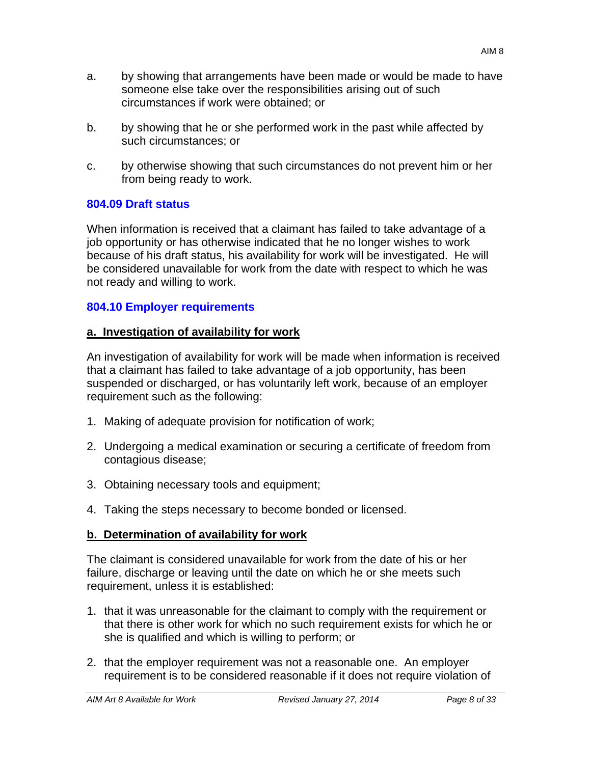a. by showing that arrangements have been made or would be made to have someone else take over the responsibilities arising out of such circumstances if work were obtained; or

b. by showing that he or she performed work in the past while affected by such circumstances; or

c. by otherwise showing that such circumstances do not prevent him or her from being ready to work.

### 804.09 Draft status

When information is received that a claimant has failed to take advantage of a job opportunity or has otherwise indicated that he no longer wishes to work because of his draft status, his availability for work will be investigated. He will be considered unavailable for work from the date with respect to which he was not ready and willing to work.

### 804.10 Employer requirements

#### a. Investigation of availability for work

An investigation of availability for work will be made when information is received that a claimant has failed to take advantage of a job opportunity, has been suspended or discharged, or has voluntarily left work, because of an employer requirement such as the following:

1. Making of adequate provision for notification of work;

2. Undergoing a medical examination or securing a certificate of freedom from contagious disease;

3. Obtaining necessary tools and equipment;

4. Taking the steps necessary to become bonded or licensed.

#### b. Determination of availability for work

The claimant is considered unavailable for work from the date of his or her failure, discharge or leaving until the date on which he or she meets such requirement, unless it is established:

1. that it was unreasonable for the claimant to comply with the requirement or that there is other work for which no such requirement exists for which he or she is qualified and which is willing to perform; or

2. that the employer requirement was not a reasonable one. An employer requirement is to be considered reasonable if it does not require violation of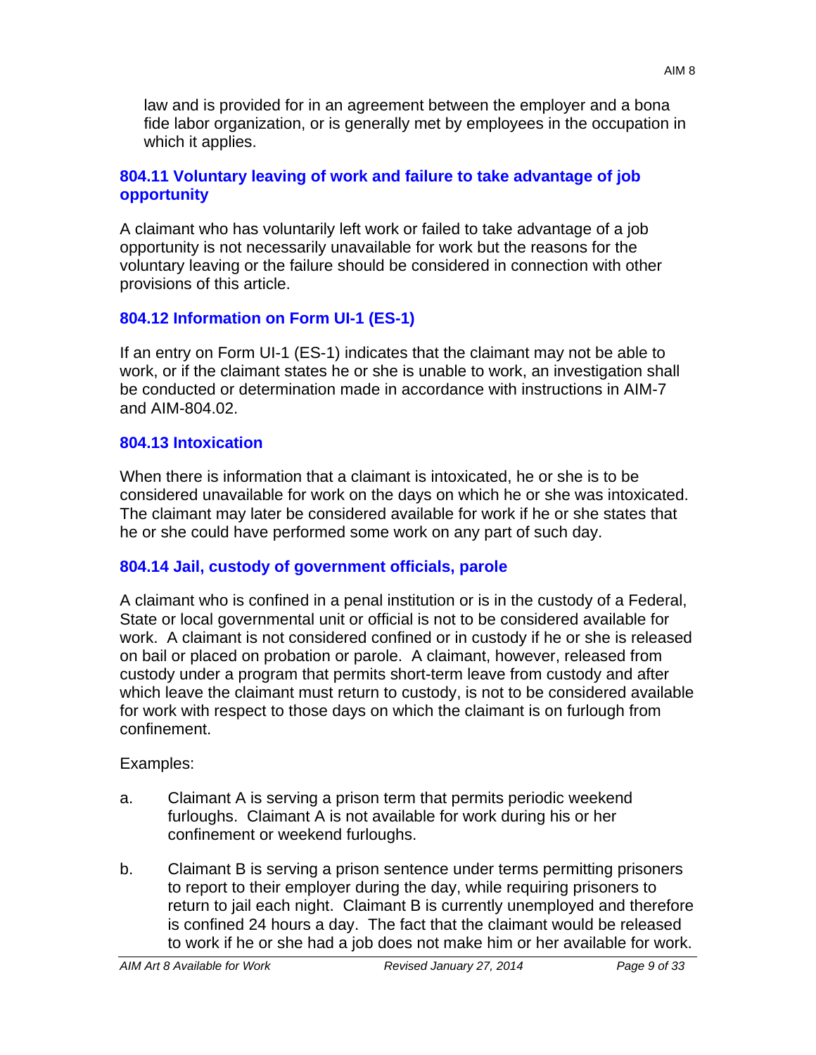law and is provided for in an agreement between the employer and a bona fide labor organization, or is generally met by employees in the occupation in which it applies.

### 804.11 Voluntary leaving of work and failure to take advantage of job opportunity

A claimant who has voluntarily left work or failed to take advantage of a job opportunity is not necessarily unavailable for work but the reasons for the voluntary leaving or the failure should be considered in connection with other provisions of this article.

### 804.12 Information on Form UI-1 (ES-1)

If an entry on Form UI-1 (ES-1) indicates that the claimant may not be able to work, or if the claimant states he or she is unable to work, an investigation shall be conducted or determination made in accordance with instructions in AIM-7 and AIM-804.02.

### 804.13 Intoxication

When there is information that a claimant is intoxicated, he or she is to be considered unavailable for work on the days on which he or she was intoxicated. The claimant may later be considered available for work if he or she states that he or she could have performed some work on any part of such day.

### 804.14 Jail, custody of government officials, parole

A claimant who is confined in a penal institution or is in the custody of a Federal, State or local governmental unit or official is not to be considered available for work. A claimant is not considered confined or in custody if he or she is released on bail or placed on probation or parole. A claimant, however, released from custody under a program that permits short-term leave from custody and after which leave the claimant must return to custody, is not to be considered available for work with respect to those days on which the claimant is on furlough from confinement.

Examples:

a. Claimant A is serving a prison term that permits periodic weekend furloughs. Claimant A is not available for work during his or her confinement or weekend furloughs.

b. Claimant B is serving a prison sentence under terms permitting prisoners to report to their employer during the day, while requiring prisoners to return to jail each night. Claimant B is currently unemployed and therefore is confined 24 hours a day. The fact that the claimant would be released to work if he or she had a job does not make him or her available for work.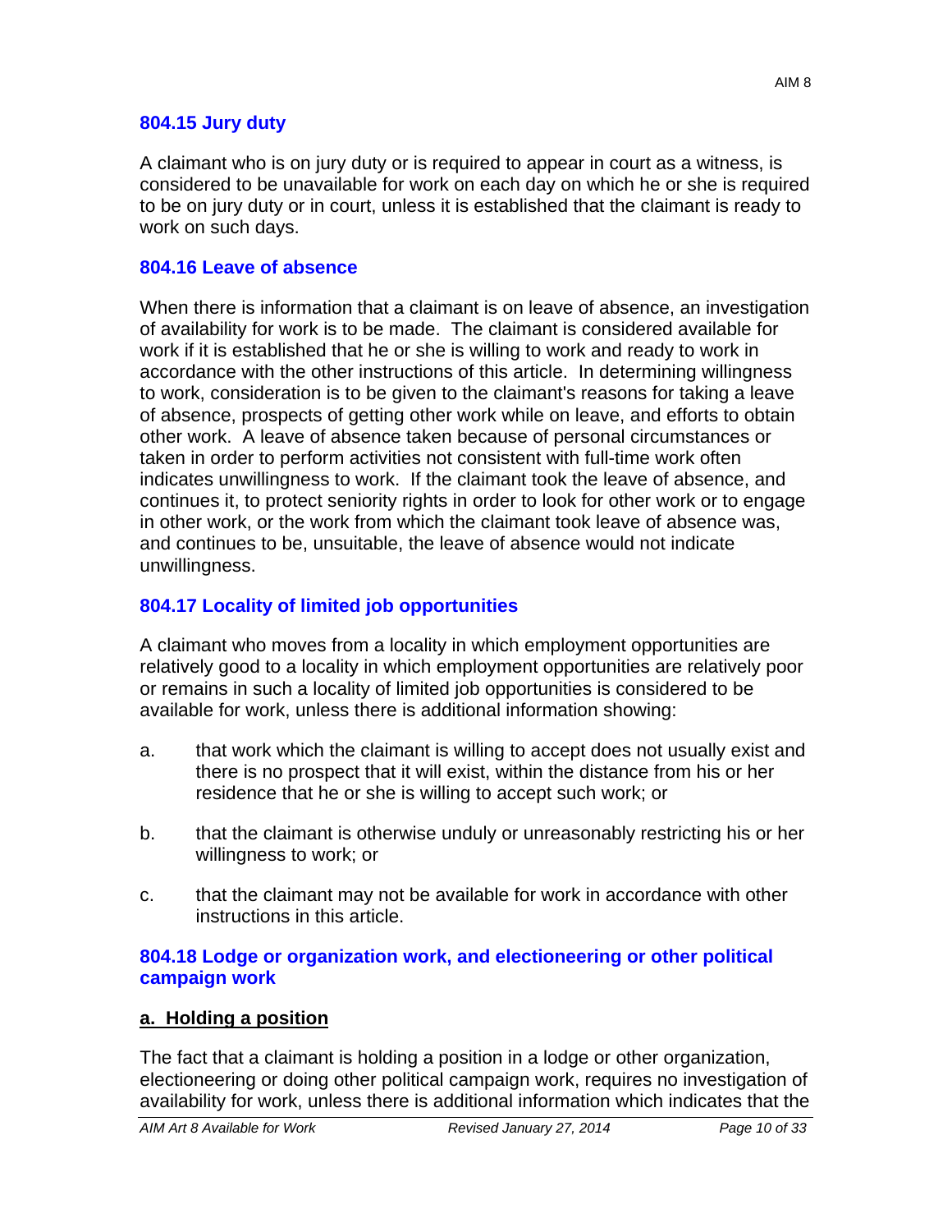### 804.15 Jury duty

A claimant who is on jury duty or is required to appear in court as a witness, is considered to be unavailable for work on each day on which he or she is required to be on jury duty or in court, unless it is established that the claimant is ready to work on such days.

### 804.16 Leave of absence

When there is information that a claimant is on leave of absence, an investigation of availability for work is to be made. The claimant is considered available for work if it is established that he or she is willing to work and ready to work in accordance with the other instructions of this article. In determining willingness to work, consideration is to be given to the claimant's reasons for taking a leave of absence, prospects of getting other work while on leave, and efforts to obtain other work. A leave of absence taken because of personal circumstances or taken in order to perform activities not consistent with full-time work often indicates unwillingness to work. If the claimant took the leave of absence, and continues it, to protect seniority rights in order to look for other work or to engage in other work, or the work from which the claimant took leave of absence was, and continues to be, unsuitable, the leave of absence would not indicate unwillingness.

### 804.17 Locality of limited job opportunities

A claimant who moves from a locality in which employment opportunities are relatively good to a locality in which employment opportunities are relatively poor or remains in such a locality of limited job opportunities is considered to be available for work, unless there is additional information showing:

a. that work which the claimant is willing to accept does not usually exist and there is no prospect that it will exist, within the distance from his or her residence that he or she is willing to accept such work; or

b. that the claimant is otherwise unduly or unreasonably restricting his or her willingness to work; or

c. that the claimant may not be available for work in accordance with other instructions in this article.

### 804.18 Lodge or organization work, and electioneering or other political campaign work

**a. Holding a position**

The fact that a claimant is holding a position in a lodge or other organization, electioneering or doing other political campaign work, requires no investigation of availability for work, unless there is additional information which indicates that the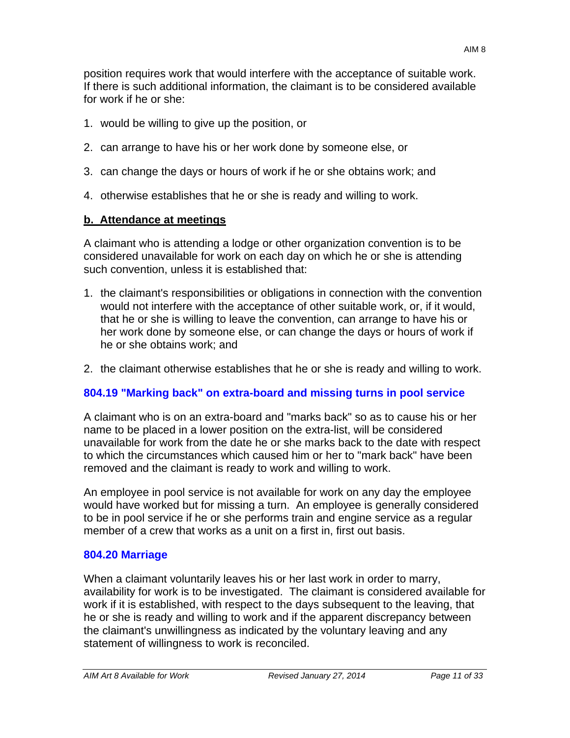position requires work that would interfere with the acceptance of suitable work. If there is such additional information, the claimant is to be considered available for work if he or she:

1. would be willing to give up the position, or
2. can arrange to have his or her work done by someone else, or
3. can change the days or hours of work if he or she obtains work; and
4. otherwise establishes that he or she is ready and willing to work.

**b. Attendance at meetings**

A claimant who is attending a lodge or other organization convention is to be considered unavailable for work on each day on which he or she is attending such convention, unless it is established that:

1. the claimant's responsibilities or obligations in connection with the convention would not interfere with the acceptance of other suitable work, or, if it would, that he or she is willing to leave the convention, can arrange to have his or her work done by someone else, or can change the days or hours of work if he or she obtains work; and
2. the claimant otherwise establishes that he or she is ready and willing to work.

### 804.19 "Marking back" on extra-board and missing turns in pool service

A claimant who is on an extra-board and "marks back" so as to cause his or her name to be placed in a lower position on the extra-list, will be considered unavailable for work from the date he or she marks back to the date with respect to which the circumstances which caused him or her to "mark back" have been removed and the claimant is ready to work and willing to work.

An employee in pool service is not available for work on any day the employee would have worked but for missing a turn. An employee is generally considered to be in pool service if he or she performs train and engine service as a regular member of a crew that works as a unit on a first in, first out basis.

### 804.20 Marriage

When a claimant voluntarily leaves his or her last work in order to marry, availability for work is to be investigated. The claimant is considered available for work if it is established, with respect to the days subsequent to the leaving, that he or she is ready and willing to work and if the apparent discrepancy between the claimant's unwillingness as indicated by the voluntary leaving and any statement of willingness to work is reconciled.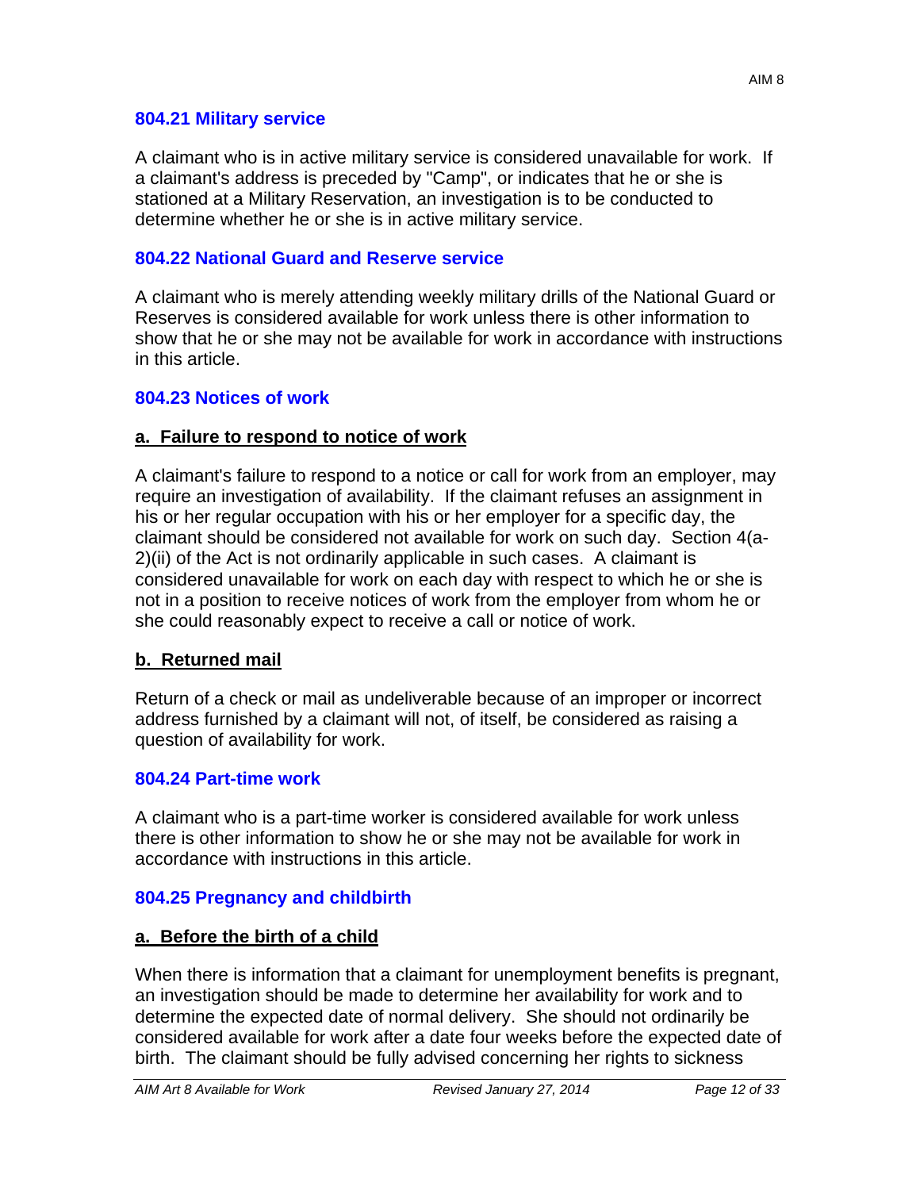### 804.21 Military service

A claimant who is in active military service is considered unavailable for work. If a claimant's address is preceded by "Camp", or indicates that he or she is stationed at a Military Reservation, an investigation is to be conducted to determine whether he or she is in active military service.

### 804.22 National Guard and Reserve service

A claimant who is merely attending weekly military drills of the National Guard or Reserves is considered available for work unless there is other information to show that he or she may not be available for work in accordance with instructions in this article.

### 804.23 Notices of work

#### a. Failure to respond to notice of work

A claimant's failure to respond to a notice or call for work from an employer, may require an investigation of availability. If the claimant refuses an assignment in his or her regular occupation with his or her employer for a specific day, the claimant should be considered not available for work on such day. Section 4(a-2)(ii) of the Act is not ordinarily applicable in such cases. A claimant is considered unavailable for work on each day with respect to which he or she is not in a position to receive notices of work from the employer from whom he or she could reasonably expect to receive a call or notice of work.

#### b. Returned mail

Return of a check or mail as undeliverable because of an improper or incorrect address furnished by a claimant will not, of itself, be considered as raising a question of availability for work.

### 804.24 Part-time work

A claimant who is a part-time worker is considered available for work unless there is other information to show he or she may not be available for work in accordance with instructions in this article.

### 804.25 Pregnancy and childbirth

#### a. Before the birth of a child

When there is information that a claimant for unemployment benefits is pregnant, an investigation should be made to determine her availability for work and to determine the expected date of normal delivery. She should not ordinarily be considered available for work after a date four weeks before the expected date of birth. The claimant should be fully advised concerning her rights to sickness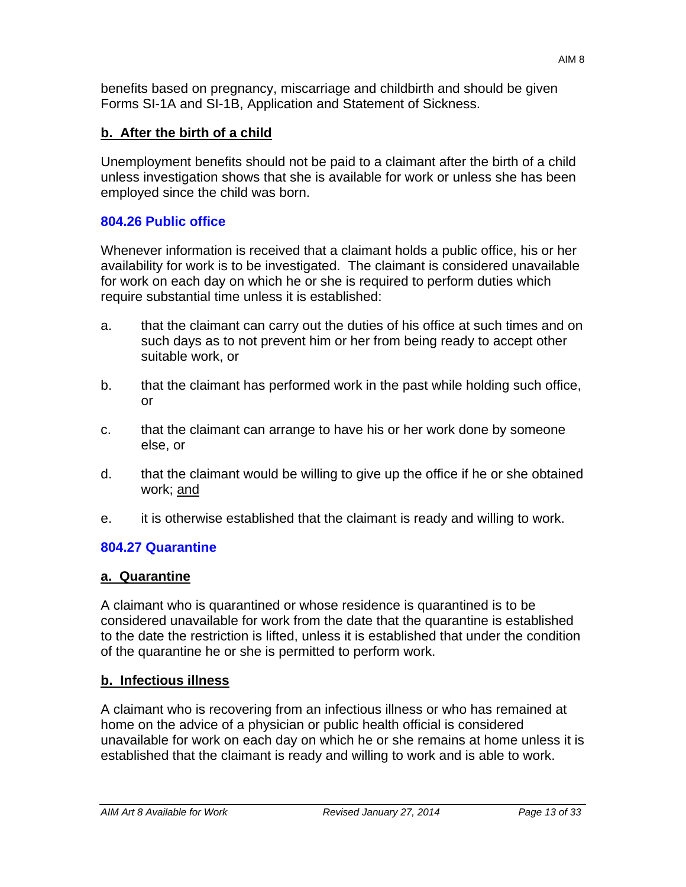benefits based on pregnancy, miscarriage and childbirth and should be given Forms SI-1A and SI-1B, Application and Statement of Sickness.

**b. After the birth of a child**

Unemployment benefits should not be paid to a claimant after the birth of a child unless investigation shows that she is available for work or unless she has been employed since the child was born.

### 804.26 Public office

Whenever information is received that a claimant holds a public office, his or her availability for work is to be investigated. The claimant is considered unavailable for work on each day on which he or she is required to perform duties which require substantial time unless it is established:

a. that the claimant can carry out the duties of his office at such times and on such days as to not prevent him or her from being ready to accept other suitable work, or

b. that the claimant has performed work in the past while holding such office, or

c. that the claimant can arrange to have his or her work done by someone else, or

d. that the claimant would be willing to give up the office if he or she obtained work; and

e. it is otherwise established that the claimant is ready and willing to work.

### 804.27 Quarantine

**a. Quarantine**

A claimant who is quarantined or whose residence is quarantined is to be considered unavailable for work from the date that the quarantine is established to the date the restriction is lifted, unless it is established that under the condition of the quarantine he or she is permitted to perform work.

**b. Infectious illness**

A claimant who is recovering from an infectious illness or who has remained at home on the advice of a physician or public health official is considered unavailable for work on each day on which he or she remains at home unless it is established that the claimant is ready and willing to work and is able to work.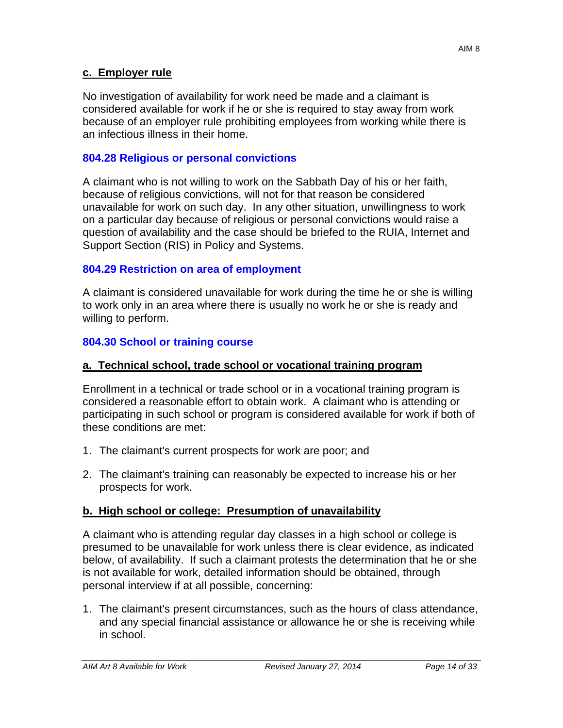#### c. Employer rule

No investigation of availability for work need be made and a claimant is considered available for work if he or she is required to stay away from work because of an employer rule prohibiting employees from working while there is an infectious illness in their home.

### 804.28 Religious or personal convictions

A claimant who is not willing to work on the Sabbath Day of his or her faith, because of religious convictions, will not for that reason be considered unavailable for work on such day. In any other situation, unwillingness to work on a particular day because of religious or personal convictions would raise a question of availability and the case should be briefed to the RUIA, Internet and Support Section (RIS) in Policy and Systems.

### 804.29 Restriction on area of employment

A claimant is considered unavailable for work during the time he or she is willing to work only in an area where there is usually no work he or she is ready and willing to perform.

### 804.30 School or training course

#### a. Technical school, trade school or vocational training program

Enrollment in a technical or trade school or in a vocational training program is considered a reasonable effort to obtain work. A claimant who is attending or participating in such school or program is considered available for work if both of these conditions are met:

1. The claimant's current prospects for work are poor; and
2. The claimant's training can reasonably be expected to increase his or her prospects for work.

#### b. High school or college: Presumption of unavailability

A claimant who is attending regular day classes in a high school or college is presumed to be unavailable for work unless there is clear evidence, as indicated below, of availability. If such a claimant protests the determination that he or she is not available for work, detailed information should be obtained, through personal interview if at all possible, concerning:

1. The claimant's present circumstances, such as the hours of class attendance, and any special financial assistance or allowance he or she is receiving while in school.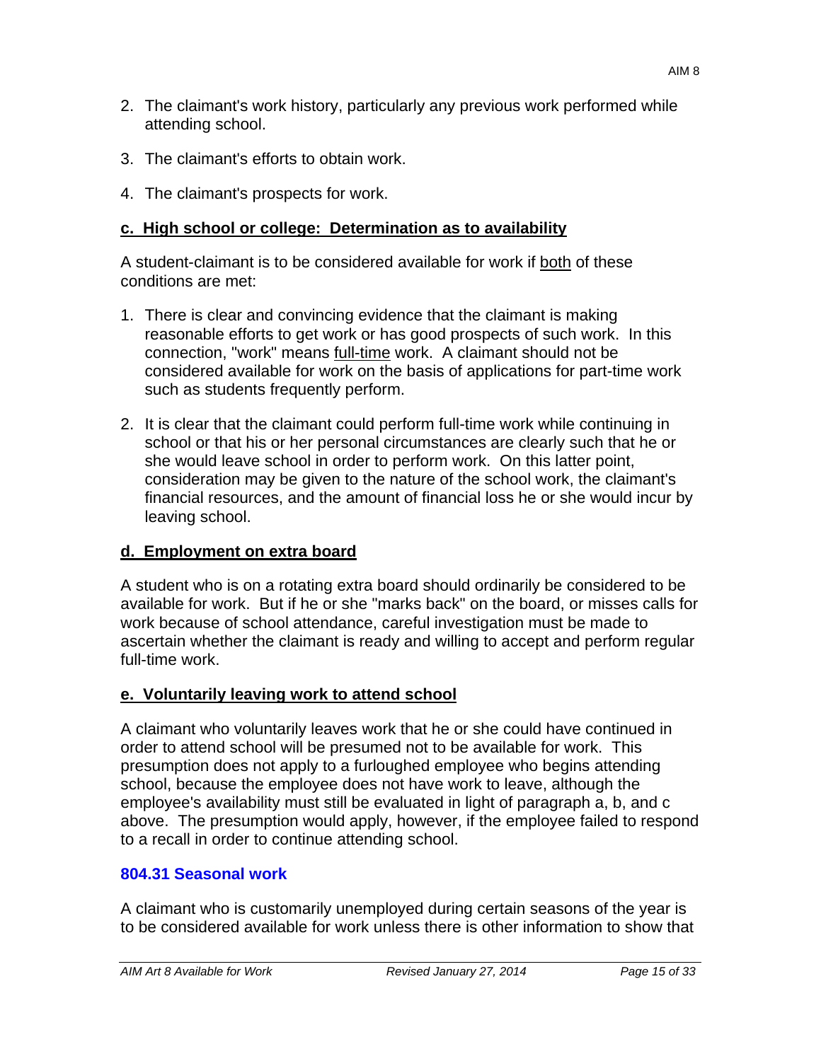2. The claimant's work history, particularly any previous work performed while attending school.

3. The claimant's efforts to obtain work.

4. The claimant's prospects for work.

### c. High school or college: Determination as to availability

A student-claimant is to be considered available for work if both of these conditions are met:

1. There is clear and convincing evidence that the claimant is making reasonable efforts to get work or has good prospects of such work. In this connection, "work" means full-time work. A claimant should not be considered available for work on the basis of applications for part-time work such as students frequently perform.

2. It is clear that the claimant could perform full-time work while continuing in school or that his or her personal circumstances are clearly such that he or she would leave school in order to perform work. On this latter point, consideration may be given to the nature of the school work, the claimant's financial resources, and the amount of financial loss he or she would incur by leaving school.

### d. Employment on extra board

A student who is on a rotating extra board should ordinarily be considered to be available for work. But if he or she "marks back" on the board, or misses calls for work because of school attendance, careful investigation must be made to ascertain whether the claimant is ready and willing to accept and perform regular full-time work.

### e. Voluntarily leaving work to attend school

A claimant who voluntarily leaves work that he or she could have continued in order to attend school will be presumed not to be available for work. This presumption does not apply to a furloughed employee who begins attending school, because the employee does not have work to leave, although the employee's availability must still be evaluated in light of paragraph a, b, and c above. The presumption would apply, however, if the employee failed to respond to a recall in order to continue attending school.

## 804.31 Seasonal work

A claimant who is customarily unemployed during certain seasons of the year is to be considered available for work unless there is other information to show that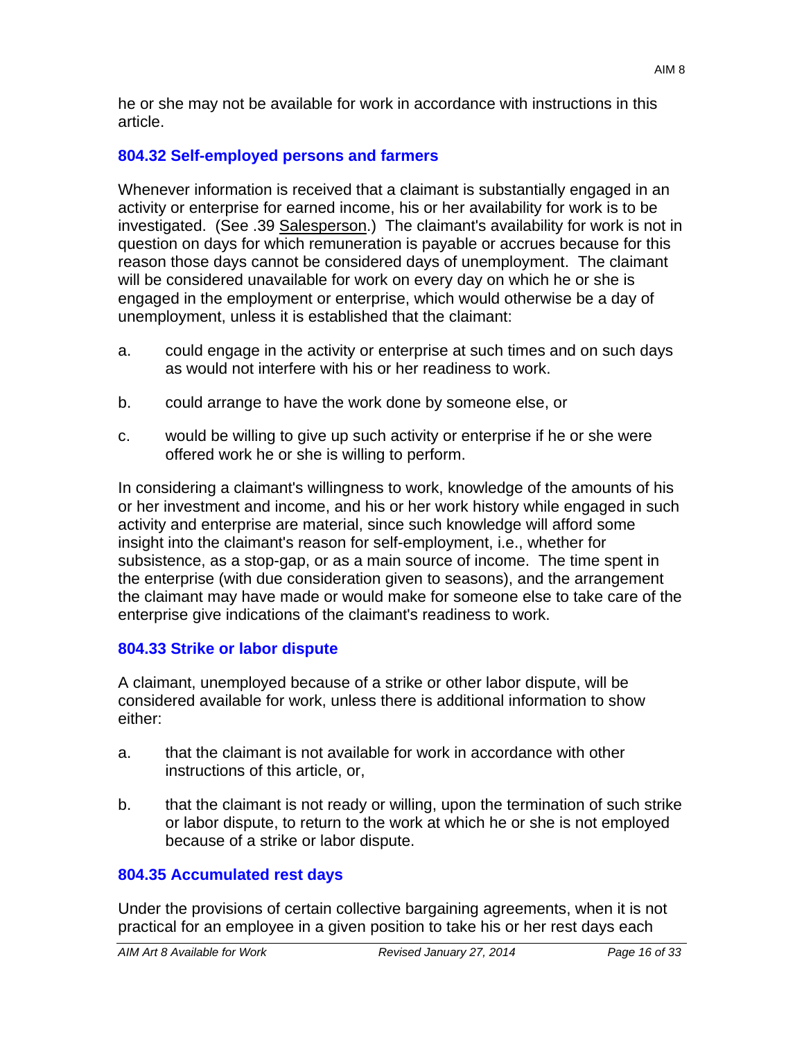he or she may not be available for work in accordance with instructions in this article.

### 804.32 Self-employed persons and farmers

Whenever information is received that a claimant is substantially engaged in an activity or enterprise for earned income, his or her availability for work is to be investigated. (See .39 Salesperson.) The claimant's availability for work is not in question on days for which remuneration is payable or accrues because for this reason those days cannot be considered days of unemployment. The claimant will be considered unavailable for work on every day on which he or she is engaged in the employment or enterprise, which would otherwise be a day of unemployment, unless it is established that the claimant:

a. could engage in the activity or enterprise at such times and on such days as would not interfere with his or her readiness to work.

b. could arrange to have the work done by someone else, or

c. would be willing to give up such activity or enterprise if he or she were offered work he or she is willing to perform.

In considering a claimant's willingness to work, knowledge of the amounts of his or her investment and income, and his or her work history while engaged in such activity and enterprise are material, since such knowledge will afford some insight into the claimant's reason for self-employment, i.e., whether for subsistence, as a stop-gap, or as a main source of income. The time spent in the enterprise (with due consideration given to seasons), and the arrangement the claimant may have made or would make for someone else to take care of the enterprise give indications of the claimant's readiness to work.

### 804.33 Strike or labor dispute

A claimant, unemployed because of a strike or other labor dispute, will be considered available for work, unless there is additional information to show either:

a. that the claimant is not available for work in accordance with other instructions of this article, or,

b. that the claimant is not ready or willing, upon the termination of such strike or labor dispute, to return to the work at which he or she is not employed because of a strike or labor dispute.

### 804.35 Accumulated rest days

Under the provisions of certain collective bargaining agreements, when it is not practical for an employee in a given position to take his or her rest days each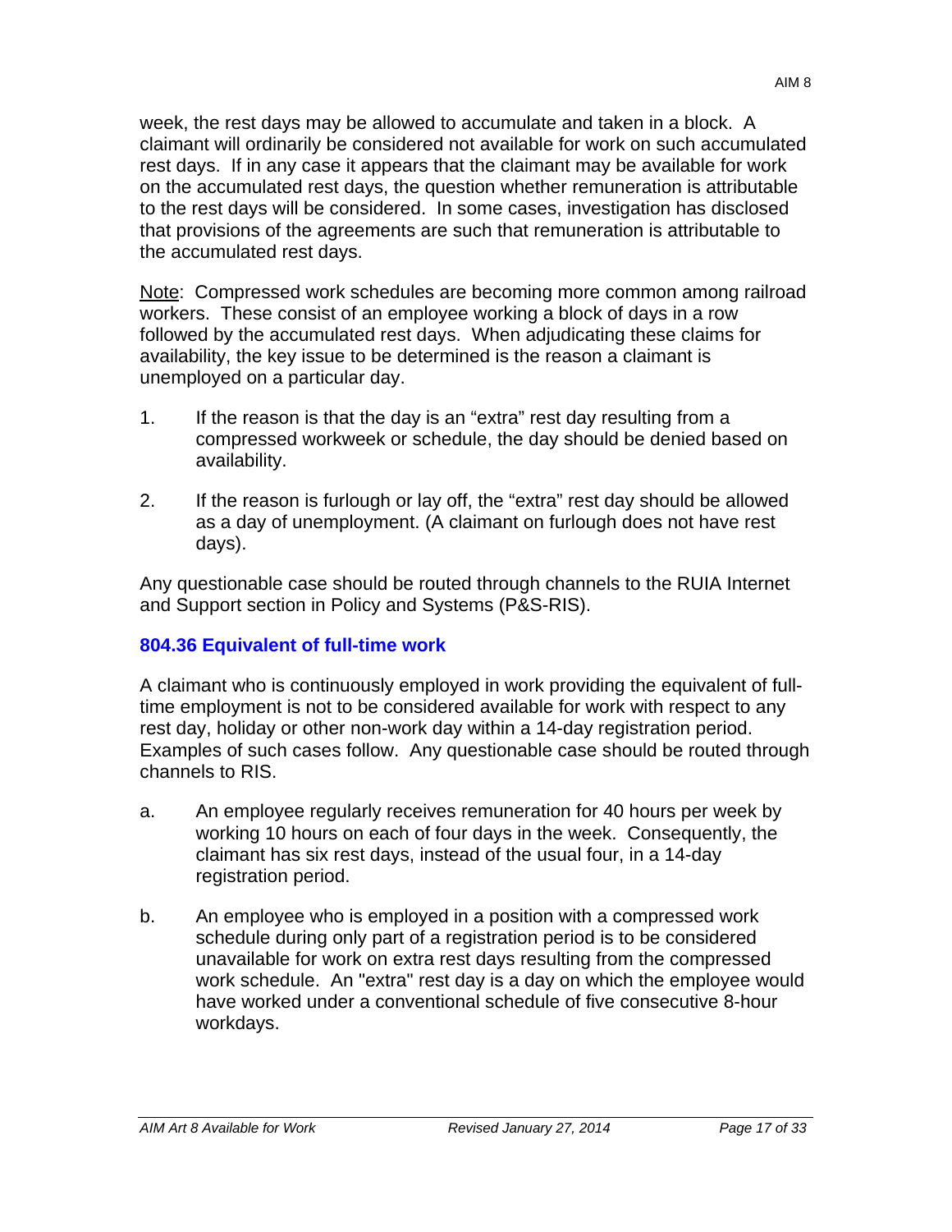week, the rest days may be allowed to accumulate and taken in a block. A claimant will ordinarily be considered not available for work on such accumulated rest days. If in any case it appears that the claimant may be available for work on the accumulated rest days, the question whether remuneration is attributable to the rest days will be considered. In some cases, investigation has disclosed that provisions of the agreements are such that remuneration is attributable to the accumulated rest days.

Note: Compressed work schedules are becoming more common among railroad workers. These consist of an employee working a block of days in a row followed by the accumulated rest days. When adjudicating these claims for availability, the key issue to be determined is the reason a claimant is unemployed on a particular day.

1. If the reason is that the day is an "extra" rest day resulting from a compressed workweek or schedule, the day should be denied based on availability.

2. If the reason is furlough or lay off, the "extra" rest day should be allowed as a day of unemployment. (A claimant on furlough does not have rest days).

Any questionable case should be routed through channels to the RUIA Internet and Support section in Policy and Systems (P&S-RIS).

## 804.36 Equivalent of full-time work

A claimant who is continuously employed in work providing the equivalent of full-time employment is not to be considered available for work with respect to any rest day, holiday or other non-work day within a 14-day registration period. Examples of such cases follow. Any questionable case should be routed through channels to RIS.

a. An employee regularly receives remuneration for 40 hours per week by working 10 hours on each of four days in the week. Consequently, the claimant has six rest days, instead of the usual four, in a 14-day registration period.

b. An employee who is employed in a position with a compressed work schedule during only part of a registration period is to be considered unavailable for work on extra rest days resulting from the compressed work schedule. An "extra" rest day is a day on which the employee would have worked under a conventional schedule of five consecutive 8-hour workdays.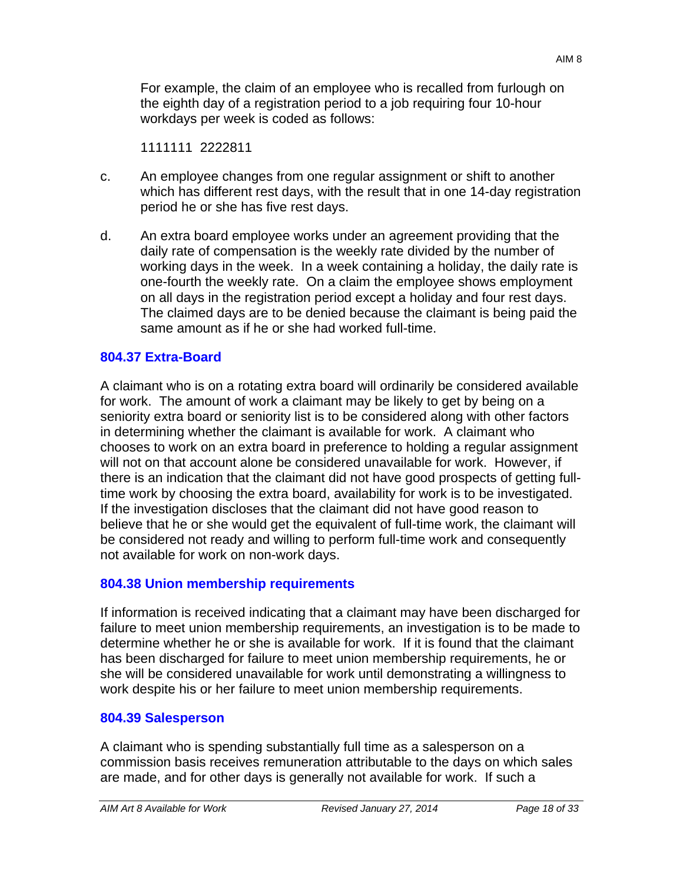For example, the claim of an employee who is recalled from furlough on the eighth day of a registration period to a job requiring four 10-hour workdays per week is coded as follows:

1111111  2222811

c. An employee changes from one regular assignment or shift to another which has different rest days, with the result that in one 14-day registration period he or she has five rest days.

d. An extra board employee works under an agreement providing that the daily rate of compensation is the weekly rate divided by the number of working days in the week. In a week containing a holiday, the daily rate is one-fourth the weekly rate. On a claim the employee shows employment on all days in the registration period except a holiday and four rest days. The claimed days are to be denied because the claimant is being paid the same amount as if he or she had worked full-time.

### 804.37 Extra-Board

A claimant who is on a rotating extra board will ordinarily be considered available for work. The amount of work a claimant may be likely to get by being on a seniority extra board or seniority list is to be considered along with other factors in determining whether the claimant is available for work. A claimant who chooses to work on an extra board in preference to holding a regular assignment will not on that account alone be considered unavailable for work. However, if there is an indication that the claimant did not have good prospects of getting full-time work by choosing the extra board, availability for work is to be investigated. If the investigation discloses that the claimant did not have good reason to believe that he or she would get the equivalent of full-time work, the claimant will be considered not ready and willing to perform full-time work and consequently not available for work on non-work days.

### 804.38 Union membership requirements

If information is received indicating that a claimant may have been discharged for failure to meet union membership requirements, an investigation is to be made to determine whether he or she is available for work. If it is found that the claimant has been discharged for failure to meet union membership requirements, he or she will be considered unavailable for work until demonstrating a willingness to work despite his or her failure to meet union membership requirements.

### 804.39 Salesperson

A claimant who is spending substantially full time as a salesperson on a commission basis receives remuneration attributable to the days on which sales are made, and for other days is generally not available for work. If such a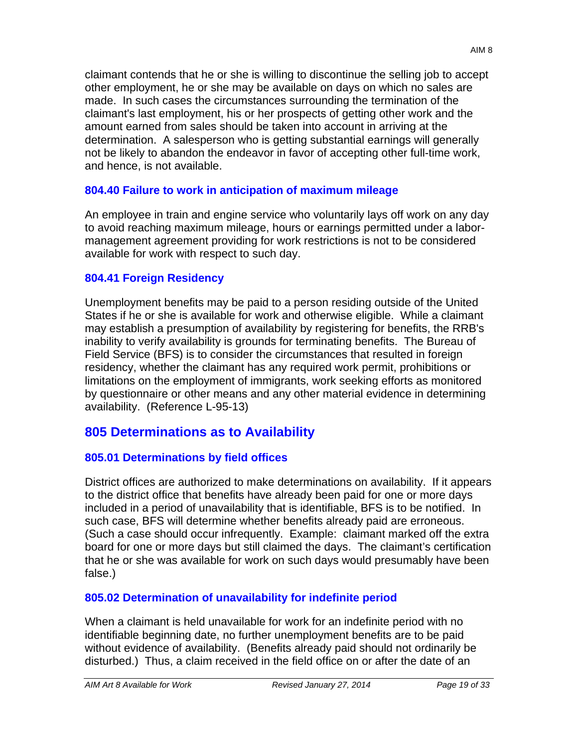claimant contends that he or she is willing to discontinue the selling job to accept other employment, he or she may be available on days on which no sales are made. In such cases the circumstances surrounding the termination of the claimant's last employment, his or her prospects of getting other work and the amount earned from sales should be taken into account in arriving at the determination. A salesperson who is getting substantial earnings will generally not be likely to abandon the endeavor in favor of accepting other full-time work, and hence, is not available.

### 804.40 Failure to work in anticipation of maximum mileage

An employee in train and engine service who voluntarily lays off work on any day to avoid reaching maximum mileage, hours or earnings permitted under a labor-management agreement providing for work restrictions is not to be considered available for work with respect to such day.

### 804.41 Foreign Residency

Unemployment benefits may be paid to a person residing outside of the United States if he or she is available for work and otherwise eligible. While a claimant may establish a presumption of availability by registering for benefits, the RRB's inability to verify availability is grounds for terminating benefits. The Bureau of Field Service (BFS) is to consider the circumstances that resulted in foreign residency, whether the claimant has any required work permit, prohibitions or limitations on the employment of immigrants, work seeking efforts as monitored by questionnaire or other means and any other material evidence in determining availability. (Reference L-95-13)

## 805 Determinations as to Availability

### 805.01 Determinations by field offices

District offices are authorized to make determinations on availability. If it appears to the district office that benefits have already been paid for one or more days included in a period of unavailability that is identifiable, BFS is to be notified. In such case, BFS will determine whether benefits already paid are erroneous. (Such a case should occur infrequently. Example: claimant marked off the extra board for one or more days but still claimed the days. The claimant's certification that he or she was available for work on such days would presumably have been false.)

### 805.02 Determination of unavailability for indefinite period

When a claimant is held unavailable for work for an indefinite period with no identifiable beginning date, no further unemployment benefits are to be paid without evidence of availability. (Benefits already paid should not ordinarily be disturbed.) Thus, a claim received in the field office on or after the date of an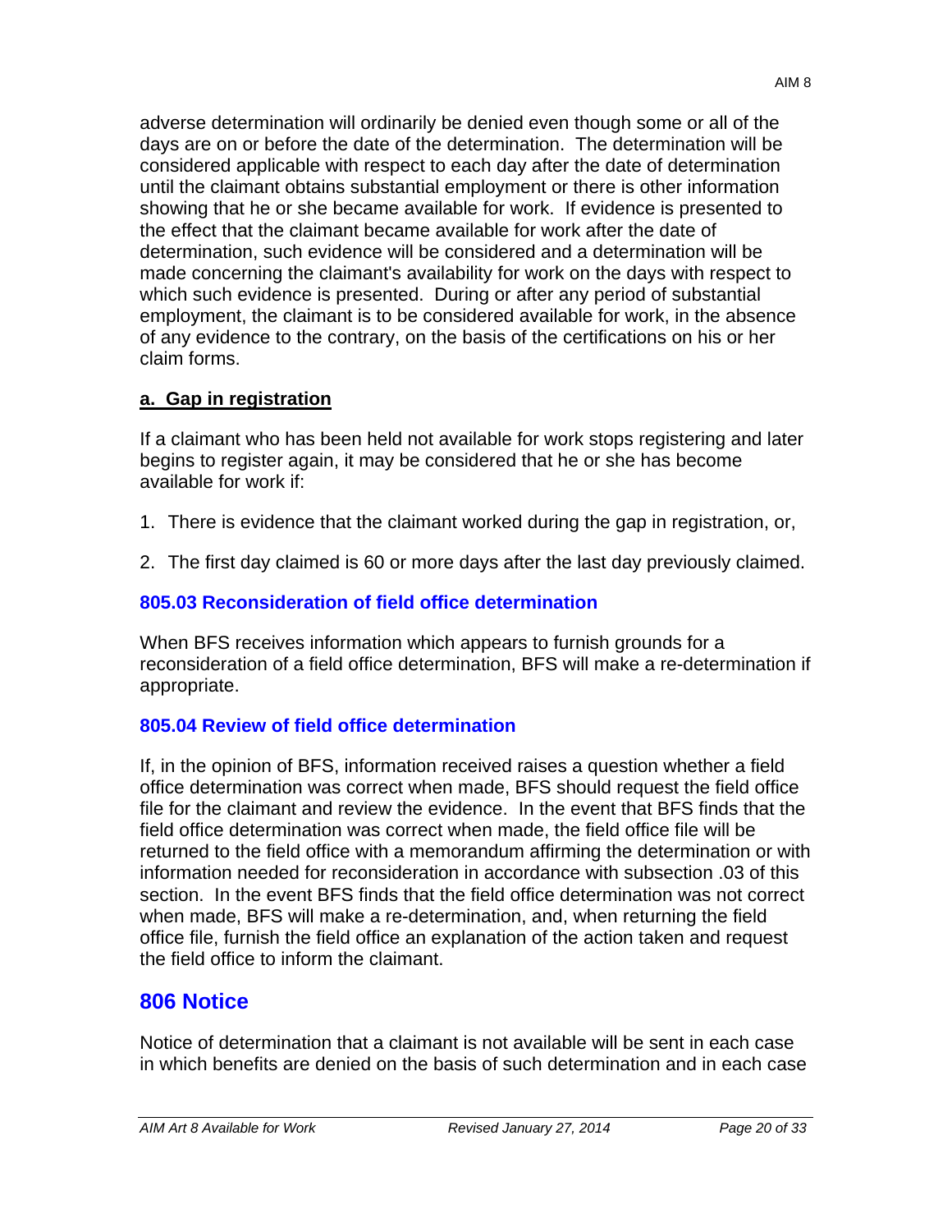adverse determination will ordinarily be denied even though some or all of the days are on or before the date of the determination. The determination will be considered applicable with respect to each day after the date of determination until the claimant obtains substantial employment or there is other information showing that he or she became available for work. If evidence is presented to the effect that the claimant became available for work after the date of determination, such evidence will be considered and a determination will be made concerning the claimant's availability for work on the days with respect to which such evidence is presented. During or after any period of substantial employment, the claimant is to be considered available for work, in the absence of any evidence to the contrary, on the basis of the certifications on his or her claim forms.

#### a. Gap in registration

If a claimant who has been held not available for work stops registering and later begins to register again, it may be considered that he or she has become available for work if:

1. There is evidence that the claimant worked during the gap in registration, or,
2. The first day claimed is 60 or more days after the last day previously claimed.

### 805.03 Reconsideration of field office determination

When BFS receives information which appears to furnish grounds for a reconsideration of a field office determination, BFS will make a re-determination if appropriate.

### 805.04 Review of field office determination

If, in the opinion of BFS, information received raises a question whether a field office determination was correct when made, BFS should request the field office file for the claimant and review the evidence. In the event that BFS finds that the field office determination was correct when made, the field office file will be returned to the field office with a memorandum affirming the determination or with information needed for reconsideration in accordance with subsection .03 of this section. In the event BFS finds that the field office determination was not correct when made, BFS will make a re-determination, and, when returning the field office file, furnish the field office an explanation of the action taken and request the field office to inform the claimant.

## 806 Notice

Notice of determination that a claimant is not available will be sent in each case in which benefits are denied on the basis of such determination and in each case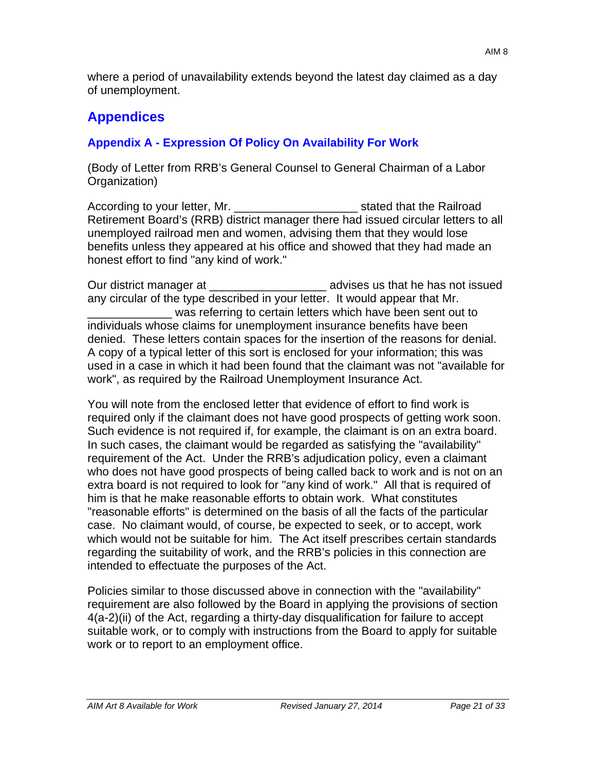where a period of unavailability extends beyond the latest day claimed as a day of unemployment.

## Appendices

### Appendix A - Expression Of Policy On Availability For Work

(Body of Letter from RRB's General Counsel to General Chairman of a Labor Organization)

According to your letter, Mr. ___________________ stated that the Railroad Retirement Board's (RRB) district manager there had issued circular letters to all unemployed railroad men and women, advising them that they would lose benefits unless they appeared at his office and showed that they had made an honest effort to find "any kind of work."

Our district manager at __________________ advises us that he has not issued any circular of the type described in your letter. It would appear that Mr. _____________ was referring to certain letters which have been sent out to individuals whose claims for unemployment insurance benefits have been denied. These letters contain spaces for the insertion of the reasons for denial. A copy of a typical letter of this sort is enclosed for your information; this was used in a case in which it had been found that the claimant was not "available for work", as required by the Railroad Unemployment Insurance Act.

You will note from the enclosed letter that evidence of effort to find work is required only if the claimant does not have good prospects of getting work soon. Such evidence is not required if, for example, the claimant is on an extra board. In such cases, the claimant would be regarded as satisfying the "availability" requirement of the Act. Under the RRB's adjudication policy, even a claimant who does not have good prospects of being called back to work and is not on an extra board is not required to look for "any kind of work." All that is required of him is that he make reasonable efforts to obtain work. What constitutes "reasonable efforts" is determined on the basis of all the facts of the particular case. No claimant would, of course, be expected to seek, or to accept, work which would not be suitable for him. The Act itself prescribes certain standards regarding the suitability of work, and the RRB's policies in this connection are intended to effectuate the purposes of the Act.

Policies similar to those discussed above in connection with the "availability" requirement are also followed by the Board in applying the provisions of section 4(a-2)(ii) of the Act, regarding a thirty-day disqualification for failure to accept suitable work, or to comply with instructions from the Board to apply for suitable work or to report to an employment office.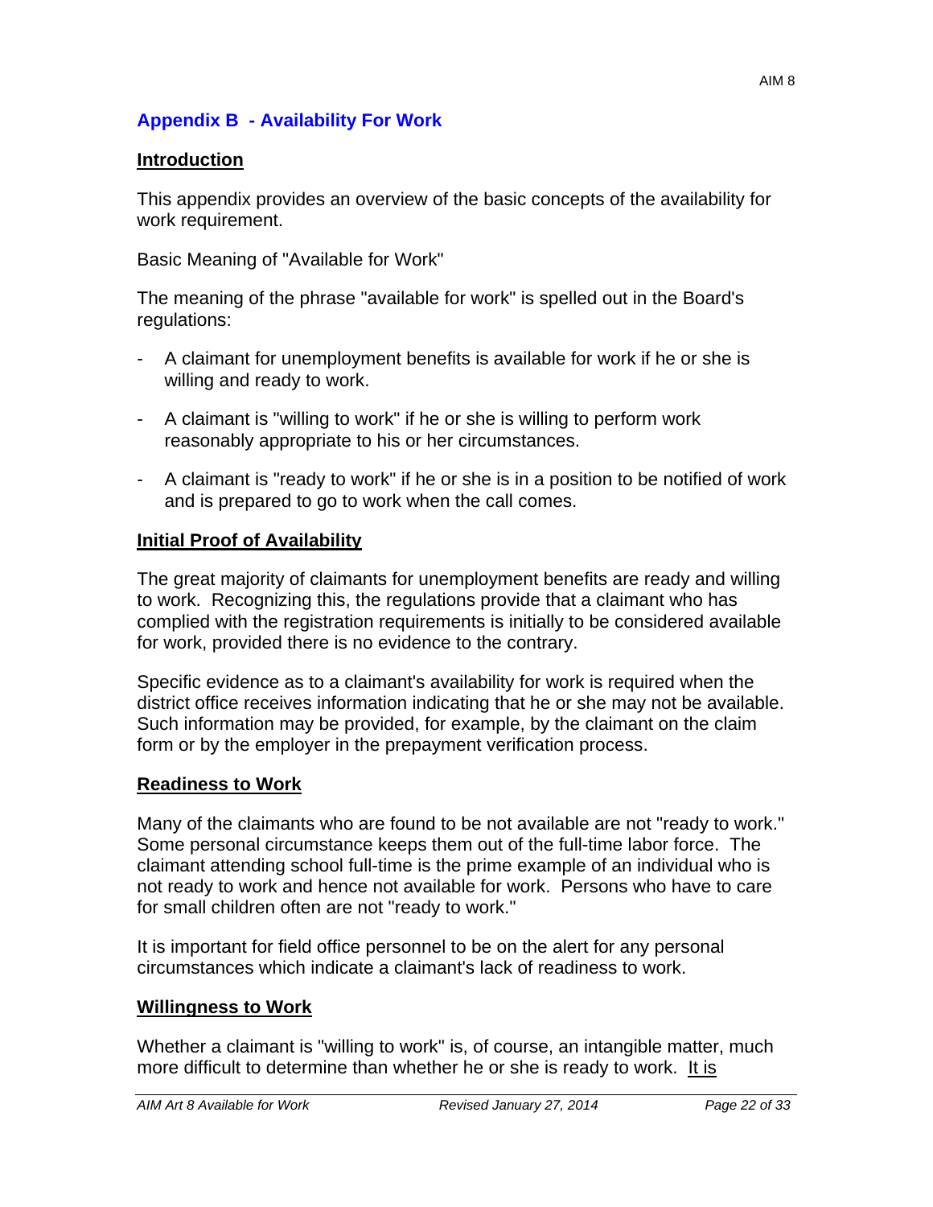## Appendix B - Availability For Work

### Introduction

This appendix provides an overview of the basic concepts of the availability for work requirement.

Basic Meaning of "Available for Work"

The meaning of the phrase "available for work" is spelled out in the Board's regulations:

- A claimant for unemployment benefits is available for work if he or she is willing and ready to work.
- A claimant is "willing to work" if he or she is willing to perform work reasonably appropriate to his or her circumstances.
- A claimant is "ready to work" if he or she is in a position to be notified of work and is prepared to go to work when the call comes.

### Initial Proof of Availability

The great majority of claimants for unemployment benefits are ready and willing to work. Recognizing this, the regulations provide that a claimant who has complied with the registration requirements is initially to be considered available for work, provided there is no evidence to the contrary.

Specific evidence as to a claimant's availability for work is required when the district office receives information indicating that he or she may not be available. Such information may be provided, for example, by the claimant on the claim form or by the employer in the prepayment verification process.

### Readiness to Work

Many of the claimants who are found to be not available are not "ready to work." Some personal circumstance keeps them out of the full-time labor force. The claimant attending school full-time is the prime example of an individual who is not ready to work and hence not available for work. Persons who have to care for small children often are not "ready to work."

It is important for field office personnel to be on the alert for any personal circumstances which indicate a claimant's lack of readiness to work.

### Willingness to Work

Whether a claimant is "willing to work" is, of course, an intangible matter, much more difficult to determine than whether he or she is ready to work. It is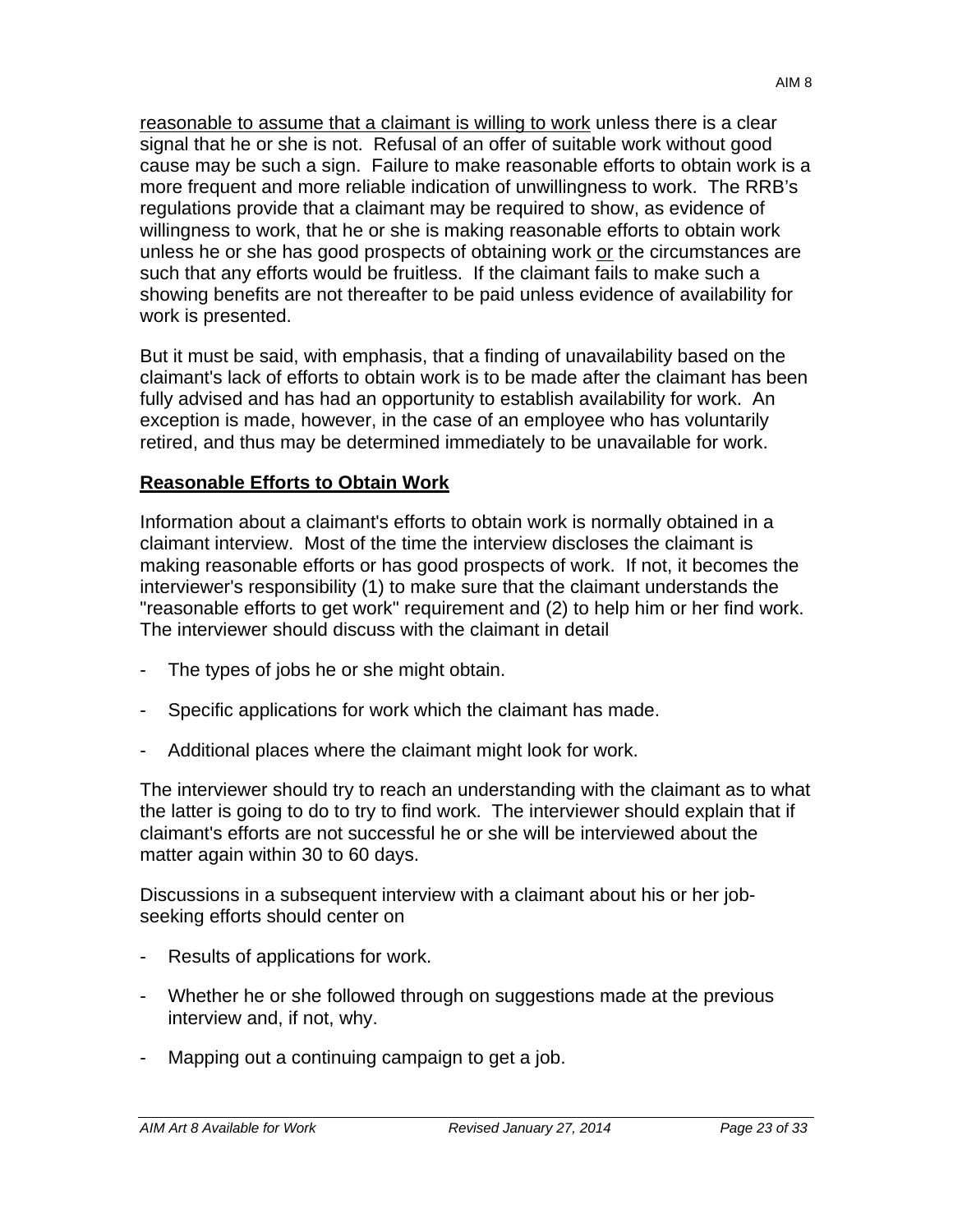<u>reasonable to assume that a claimant is willing to work</u> unless there is a clear signal that he or she is not. Refusal of an offer of suitable work without good cause may be such a sign. Failure to make reasonable efforts to obtain work is a more frequent and more reliable indication of unwillingness to work. The RRB's regulations provide that a claimant may be required to show, as evidence of willingness to work, that he or she is making reasonable efforts to obtain work unless he or she has good prospects of obtaining work <u>or</u> the circumstances are such that any efforts would be fruitless. If the claimant fails to make such a showing benefits are not thereafter to be paid unless evidence of availability for work is presented.

But it must be said, with emphasis, that a finding of unavailability based on the claimant's lack of efforts to obtain work is to be made after the claimant has been fully advised and has had an opportunity to establish availability for work. An exception is made, however, in the case of an employee who has voluntarily retired, and thus may be determined immediately to be unavailable for work.

**<u>Reasonable Efforts to Obtain Work</u>**

Information about a claimant's efforts to obtain work is normally obtained in a claimant interview. Most of the time the interview discloses the claimant is making reasonable efforts or has good prospects of work. If not, it becomes the interviewer's responsibility (1) to make sure that the claimant understands the "reasonable efforts to get work" requirement and (2) to help him or her find work. The interviewer should discuss with the claimant in detail

- The types of jobs he or she might obtain.
- Specific applications for work which the claimant has made.
- Additional places where the claimant might look for work.

The interviewer should try to reach an understanding with the claimant as to what the latter is going to do to try to find work. The interviewer should explain that if claimant's efforts are not successful he or she will be interviewed about the matter again within 30 to 60 days.

Discussions in a subsequent interview with a claimant about his or her job-seeking efforts should center on

- Results of applications for work.
- Whether he or she followed through on suggestions made at the previous interview and, if not, why.
- Mapping out a continuing campaign to get a job.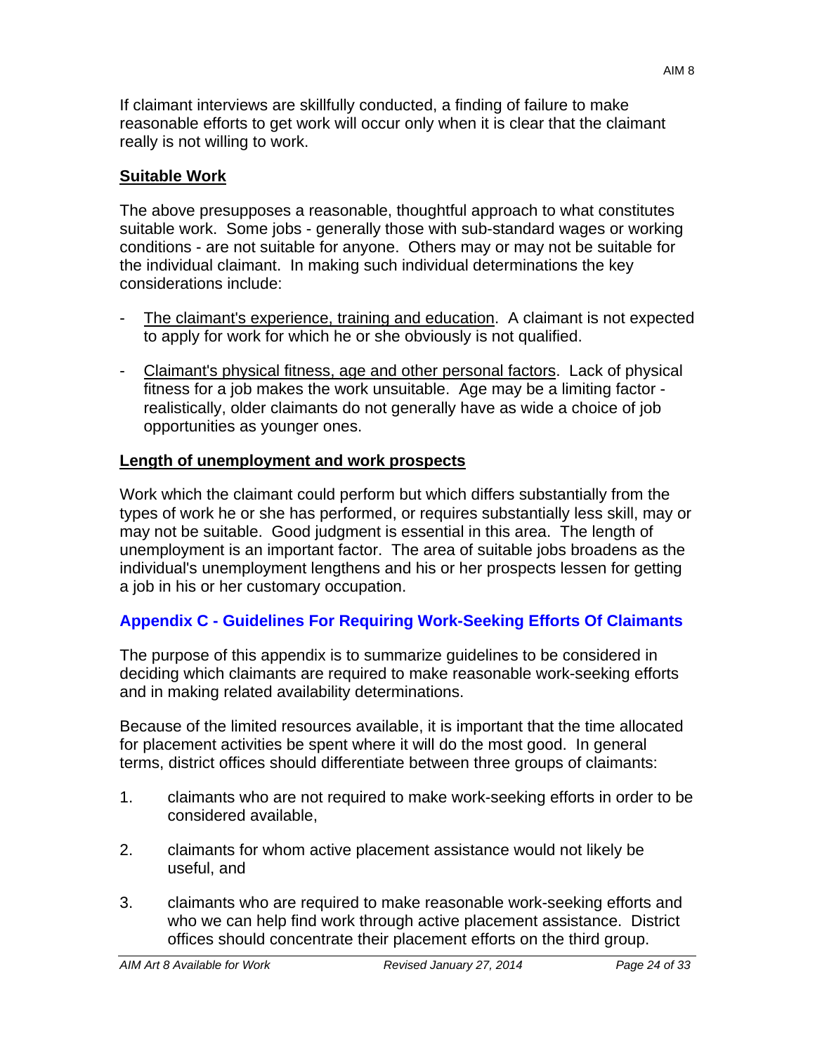If claimant interviews are skillfully conducted, a finding of failure to make reasonable efforts to get work will occur only when it is clear that the claimant really is not willing to work.

**Suitable Work**

The above presupposes a reasonable, thoughtful approach to what constitutes suitable work. Some jobs - generally those with sub-standard wages or working conditions - are not suitable for anyone. Others may or may not be suitable for the individual claimant. In making such individual determinations the key considerations include:

- The claimant's experience, training and education. A claimant is not expected to apply for work for which he or she obviously is not qualified.
- Claimant's physical fitness, age and other personal factors. Lack of physical fitness for a job makes the work unsuitable. Age may be a limiting factor - realistically, older claimants do not generally have as wide a choice of job opportunities as younger ones.

**Length of unemployment and work prospects**

Work which the claimant could perform but which differs substantially from the types of work he or she has performed, or requires substantially less skill, may or may not be suitable. Good judgment is essential in this area. The length of unemployment is an important factor. The area of suitable jobs broadens as the individual's unemployment lengthens and his or her prospects lessen for getting a job in his or her customary occupation.

## Appendix C - Guidelines For Requiring Work-Seeking Efforts Of Claimants

The purpose of this appendix is to summarize guidelines to be considered in deciding which claimants are required to make reasonable work-seeking efforts and in making related availability determinations.

Because of the limited resources available, it is important that the time allocated for placement activities be spent where it will do the most good. In general terms, district offices should differentiate between three groups of claimants:

1. claimants who are not required to make work-seeking efforts in order to be considered available,
2. claimants for whom active placement assistance would not likely be useful, and
3. claimants who are required to make reasonable work-seeking efforts and who we can help find work through active placement assistance. District offices should concentrate their placement efforts on the third group.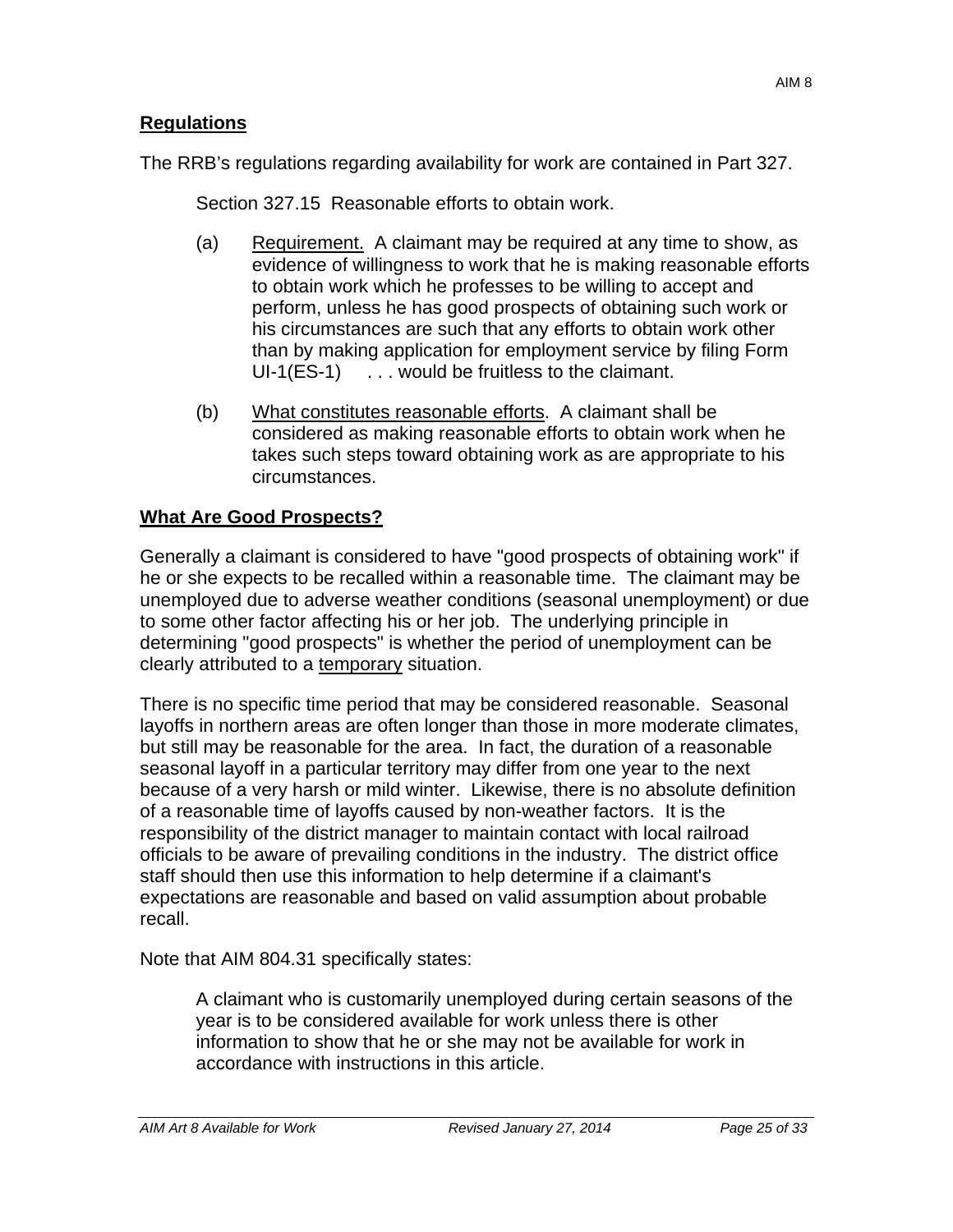## Regulations

The RRB's regulations regarding availability for work are contained in Part 327.

> Section 327.15 Reasonable efforts to obtain work.
>
> (a) Requirement. A claimant may be required at any time to show, as evidence of willingness to work that he is making reasonable efforts to obtain work which he professes to be willing to accept and perform, unless he has good prospects of obtaining such work or his circumstances are such that any efforts to obtain work other than by making application for employment service by filing Form UI-1(ES-1) . . . would be fruitless to the claimant.
>
> (b) What constitutes reasonable efforts. A claimant shall be considered as making reasonable efforts to obtain work when he takes such steps toward obtaining work as are appropriate to his circumstances.

## What Are Good Prospects?

Generally a claimant is considered to have "good prospects of obtaining work" if he or she expects to be recalled within a reasonable time. The claimant may be unemployed due to adverse weather conditions (seasonal unemployment) or due to some other factor affecting his or her job. The underlying principle in determining "good prospects" is whether the period of unemployment can be clearly attributed to a temporary situation.

There is no specific time period that may be considered reasonable. Seasonal layoffs in northern areas are often longer than those in more moderate climates, but still may be reasonable for the area. In fact, the duration of a reasonable seasonal layoff in a particular territory may differ from one year to the next because of a very harsh or mild winter. Likewise, there is no absolute definition of a reasonable time of layoffs caused by non-weather factors. It is the responsibility of the district manager to maintain contact with local railroad officials to be aware of prevailing conditions in the industry. The district office staff should then use this information to help determine if a claimant's expectations are reasonable and based on valid assumption about probable recall.

Note that AIM 804.31 specifically states:

> A claimant who is customarily unemployed during certain seasons of the year is to be considered available for work unless there is other information to show that he or she may not be available for work in accordance with instructions in this article.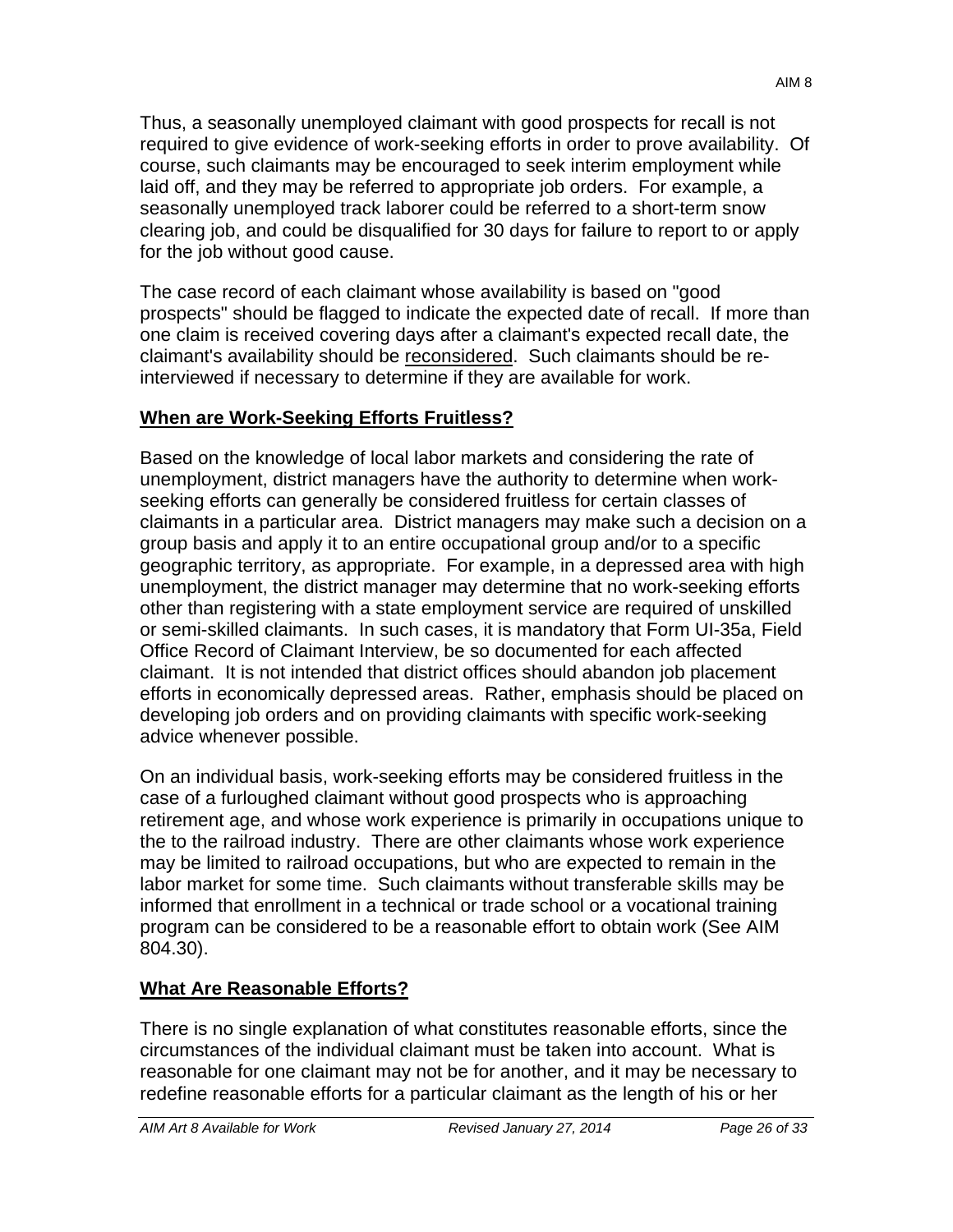Thus, a seasonally unemployed claimant with good prospects for recall is not required to give evidence of work-seeking efforts in order to prove availability. Of course, such claimants may be encouraged to seek interim employment while laid off, and they may be referred to appropriate job orders. For example, a seasonally unemployed track laborer could be referred to a short-term snow clearing job, and could be disqualified for 30 days for failure to report to or apply for the job without good cause.

The case record of each claimant whose availability is based on "good prospects" should be flagged to indicate the expected date of recall. If more than one claim is received covering days after a claimant's expected recall date, the claimant's availability should be reconsidered. Such claimants should be re-interviewed if necessary to determine if they are available for work.

## When are Work-Seeking Efforts Fruitless?

Based on the knowledge of local labor markets and considering the rate of unemployment, district managers have the authority to determine when work-seeking efforts can generally be considered fruitless for certain classes of claimants in a particular area. District managers may make such a decision on a group basis and apply it to an entire occupational group and/or to a specific geographic territory, as appropriate. For example, in a depressed area with high unemployment, the district manager may determine that no work-seeking efforts other than registering with a state employment service are required of unskilled or semi-skilled claimants. In such cases, it is mandatory that Form UI-35a, Field Office Record of Claimant Interview, be so documented for each affected claimant. It is not intended that district offices should abandon job placement efforts in economically depressed areas. Rather, emphasis should be placed on developing job orders and on providing claimants with specific work-seeking advice whenever possible.

On an individual basis, work-seeking efforts may be considered fruitless in the case of a furloughed claimant without good prospects who is approaching retirement age, and whose work experience is primarily in occupations unique to the to the railroad industry. There are other claimants whose work experience may be limited to railroad occupations, but who are expected to remain in the labor market for some time. Such claimants without transferable skills may be informed that enrollment in a technical or trade school or a vocational training program can be considered to be a reasonable effort to obtain work (See AIM 804.30).

## What Are Reasonable Efforts?

There is no single explanation of what constitutes reasonable efforts, since the circumstances of the individual claimant must be taken into account. What is reasonable for one claimant may not be for another, and it may be necessary to redefine reasonable efforts for a particular claimant as the length of his or her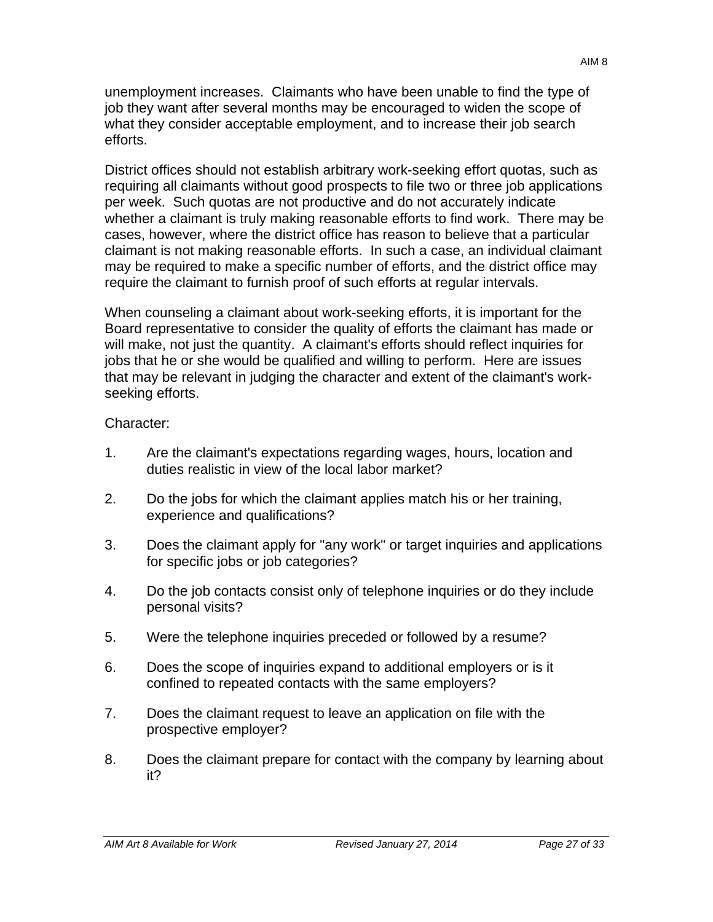unemployment increases. Claimants who have been unable to find the type of job they want after several months may be encouraged to widen the scope of what they consider acceptable employment, and to increase their job search efforts.

District offices should not establish arbitrary work-seeking effort quotas, such as requiring all claimants without good prospects to file two or three job applications per week. Such quotas are not productive and do not accurately indicate whether a claimant is truly making reasonable efforts to find work. There may be cases, however, where the district office has reason to believe that a particular claimant is not making reasonable efforts. In such a case, an individual claimant may be required to make a specific number of efforts, and the district office may require the claimant to furnish proof of such efforts at regular intervals.

When counseling a claimant about work-seeking efforts, it is important for the Board representative to consider the quality of efforts the claimant has made or will make, not just the quantity. A claimant's efforts should reflect inquiries for jobs that he or she would be qualified and willing to perform. Here are issues that may be relevant in judging the character and extent of the claimant's work-seeking efforts.

Character:

1. Are the claimant's expectations regarding wages, hours, location and duties realistic in view of the local labor market?

2. Do the jobs for which the claimant applies match his or her training, experience and qualifications?

3. Does the claimant apply for "any work" or target inquiries and applications for specific jobs or job categories?

4. Do the job contacts consist only of telephone inquiries or do they include personal visits?

5. Were the telephone inquiries preceded or followed by a resume?

6. Does the scope of inquiries expand to additional employers or is it confined to repeated contacts with the same employers?

7. Does the claimant request to leave an application on file with the prospective employer?

8. Does the claimant prepare for contact with the company by learning about it?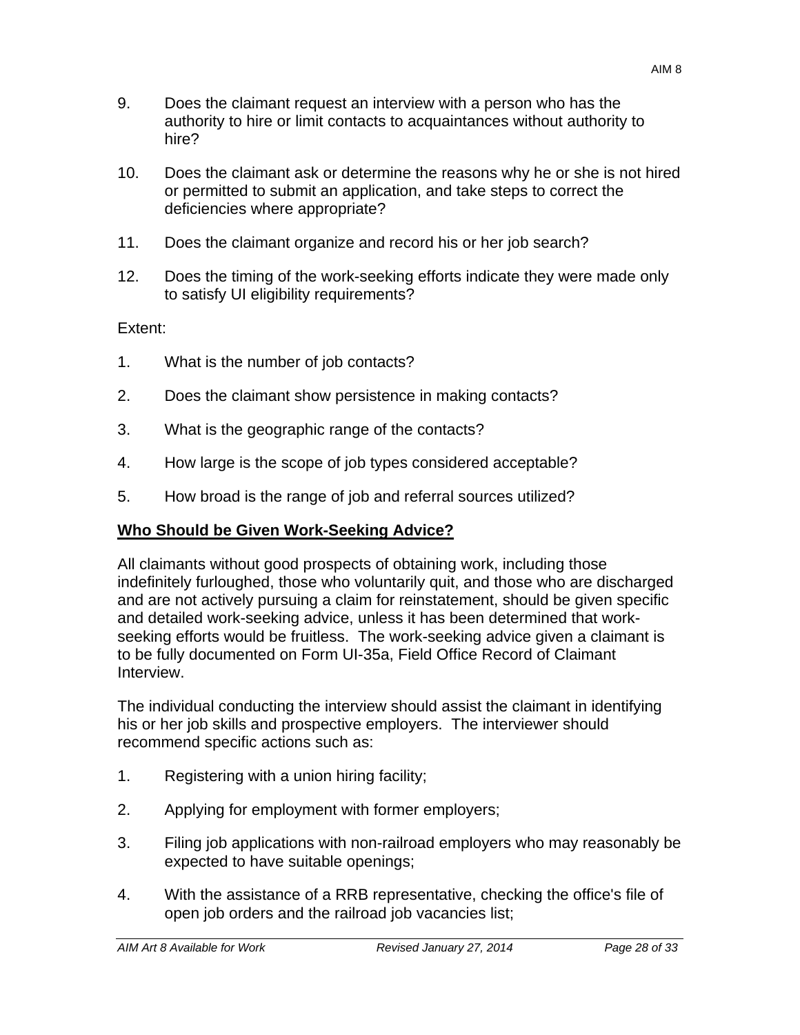9. Does the claimant request an interview with a person who has the authority to hire or limit contacts to acquaintances without authority to hire?

10. Does the claimant ask or determine the reasons why he or she is not hired or permitted to submit an application, and take steps to correct the deficiencies where appropriate?

11. Does the claimant organize and record his or her job search?

12. Does the timing of the work-seeking efforts indicate they were made only to satisfy UI eligibility requirements?

Extent:

1. What is the number of job contacts?

2. Does the claimant show persistence in making contacts?

3. What is the geographic range of the contacts?

4. How large is the scope of job types considered acceptable?

5. How broad is the range of job and referral sources utilized?

## Who Should be Given Work-Seeking Advice?

All claimants without good prospects of obtaining work, including those indefinitely furloughed, those who voluntarily quit, and those who are discharged and are not actively pursuing a claim for reinstatement, should be given specific and detailed work-seeking advice, unless it has been determined that work-seeking efforts would be fruitless. The work-seeking advice given a claimant is to be fully documented on Form UI-35a, Field Office Record of Claimant Interview.

The individual conducting the interview should assist the claimant in identifying his or her job skills and prospective employers. The interviewer should recommend specific actions such as:

1. Registering with a union hiring facility;

2. Applying for employment with former employers;

3. Filing job applications with non-railroad employers who may reasonably be expected to have suitable openings;

4. With the assistance of a RRB representative, checking the office's file of open job orders and the railroad job vacancies list;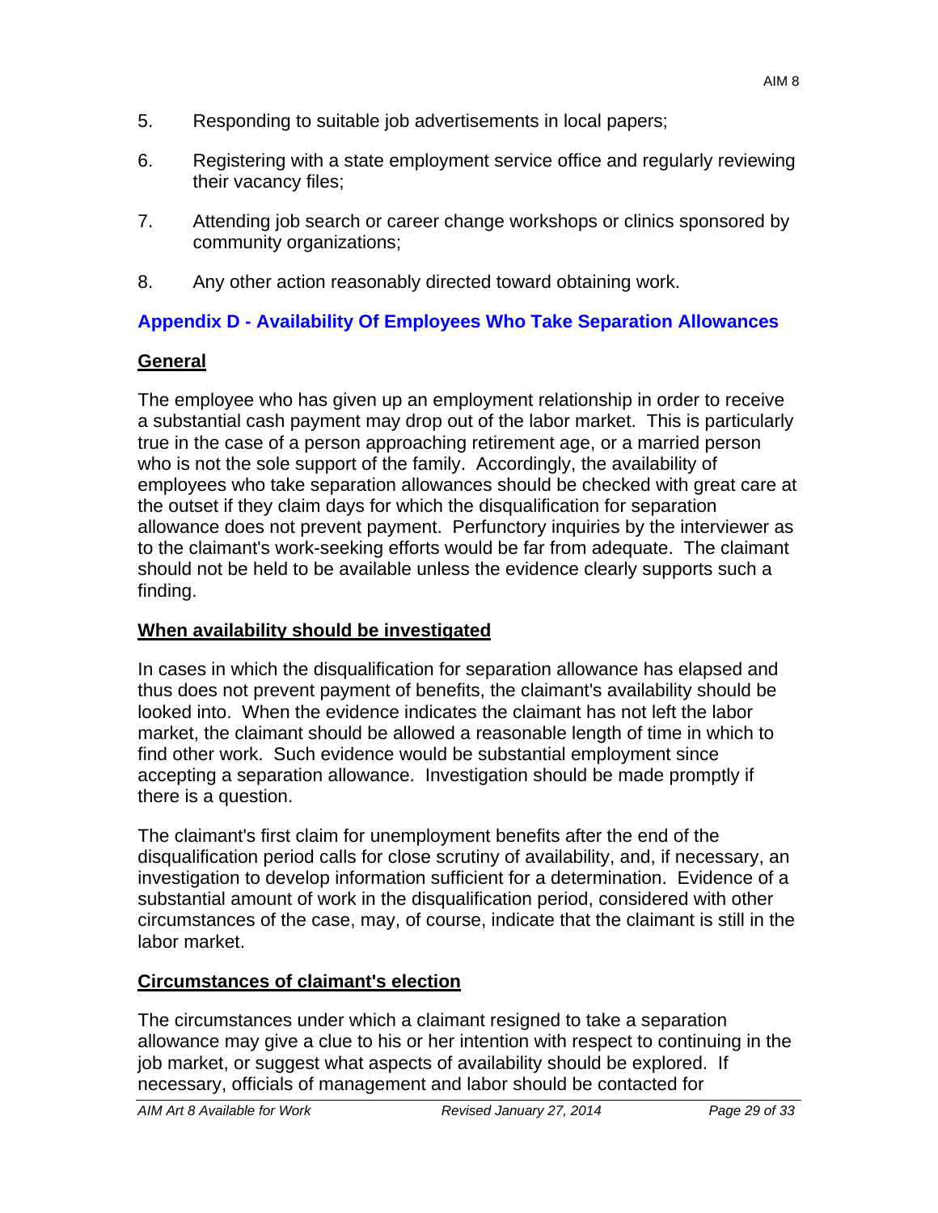5. Responding to suitable job advertisements in local papers;

6. Registering with a state employment service office and regularly reviewing their vacancy files;

7. Attending job search or career change workshops or clinics sponsored by community organizations;

8. Any other action reasonably directed toward obtaining work.

## Appendix D - Availability Of Employees Who Take Separation Allowances

### General

The employee who has given up an employment relationship in order to receive a substantial cash payment may drop out of the labor market. This is particularly true in the case of a person approaching retirement age, or a married person who is not the sole support of the family. Accordingly, the availability of employees who take separation allowances should be checked with great care at the outset if they claim days for which the disqualification for separation allowance does not prevent payment. Perfunctory inquiries by the interviewer as to the claimant's work-seeking efforts would be far from adequate. The claimant should not be held to be available unless the evidence clearly supports such a finding.

### When availability should be investigated

In cases in which the disqualification for separation allowance has elapsed and thus does not prevent payment of benefits, the claimant's availability should be looked into. When the evidence indicates the claimant has not left the labor market, the claimant should be allowed a reasonable length of time in which to find other work. Such evidence would be substantial employment since accepting a separation allowance. Investigation should be made promptly if there is a question.

The claimant's first claim for unemployment benefits after the end of the disqualification period calls for close scrutiny of availability, and, if necessary, an investigation to develop information sufficient for a determination. Evidence of a substantial amount of work in the disqualification period, considered with other circumstances of the case, may, of course, indicate that the claimant is still in the labor market.

### Circumstances of claimant's election

The circumstances under which a claimant resigned to take a separation allowance may give a clue to his or her intention with respect to continuing in the job market, or suggest what aspects of availability should be explored. If necessary, officials of management and labor should be contacted for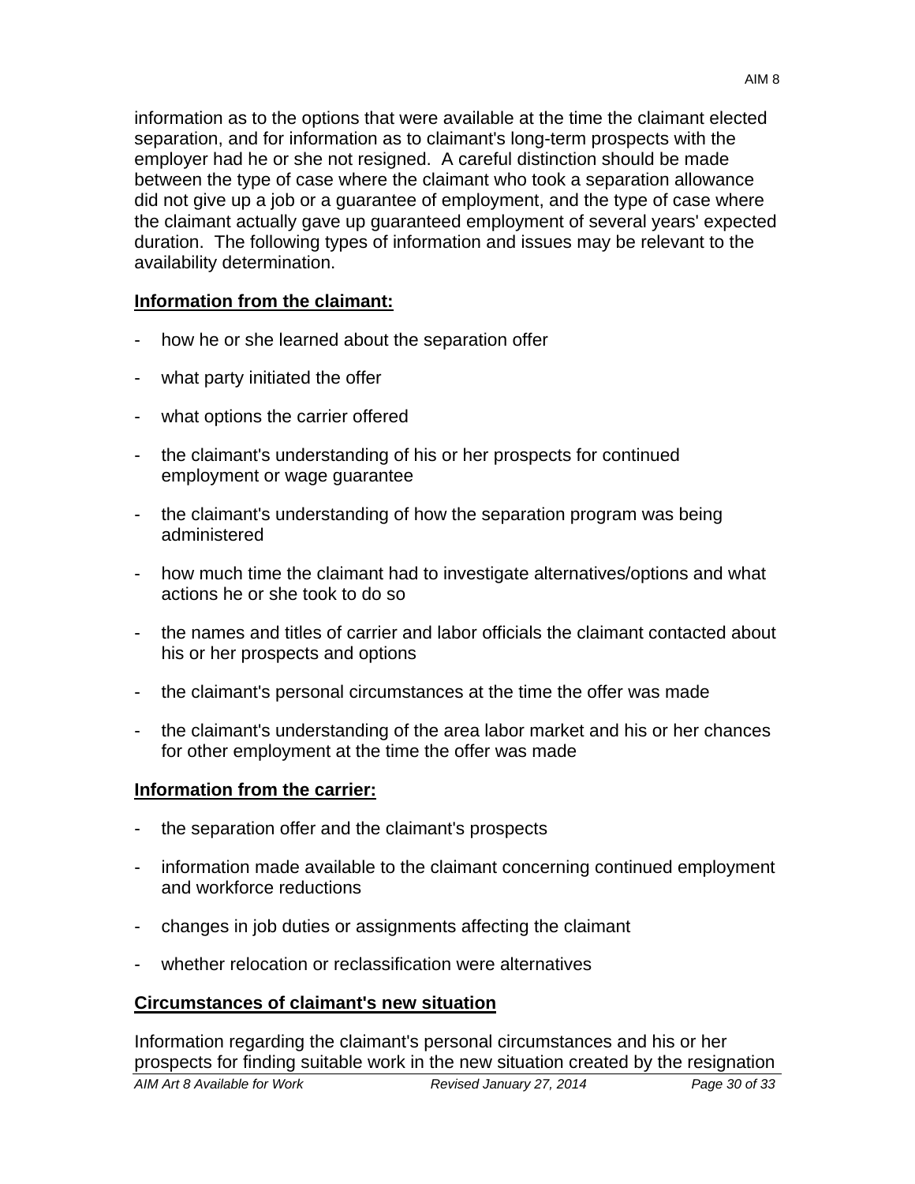information as to the options that were available at the time the claimant elected separation, and for information as to claimant's long-term prospects with the employer had he or she not resigned. A careful distinction should be made between the type of case where the claimant who took a separation allowance did not give up a job or a guarantee of employment, and the type of case where the claimant actually gave up guaranteed employment of several years' expected duration. The following types of information and issues may be relevant to the availability determination.

**Information from the claimant:**

- how he or she learned about the separation offer
- what party initiated the offer
- what options the carrier offered
- the claimant's understanding of his or her prospects for continued employment or wage guarantee
- the claimant's understanding of how the separation program was being administered
- how much time the claimant had to investigate alternatives/options and what actions he or she took to do so
- the names and titles of carrier and labor officials the claimant contacted about his or her prospects and options
- the claimant's personal circumstances at the time the offer was made
- the claimant's understanding of the area labor market and his or her chances for other employment at the time the offer was made

**Information from the carrier:**

- the separation offer and the claimant's prospects
- information made available to the claimant concerning continued employment and workforce reductions
- changes in job duties or assignments affecting the claimant
- whether relocation or reclassification were alternatives

**Circumstances of claimant's new situation**

Information regarding the claimant's personal circumstances and his or her prospects for finding suitable work in the new situation created by the resignation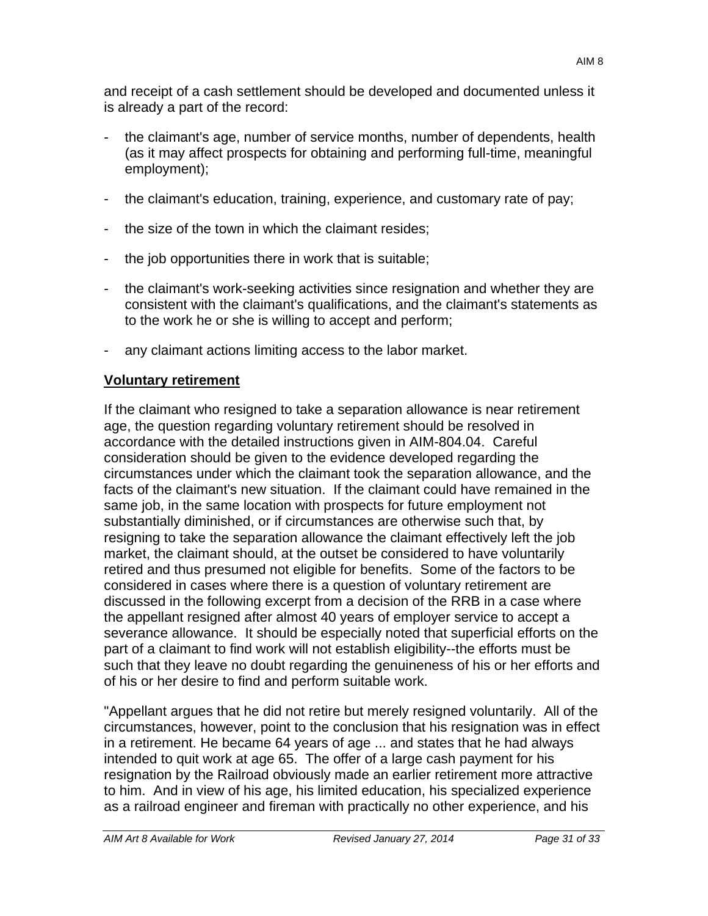and receipt of a cash settlement should be developed and documented unless it is already a part of the record:

- the claimant's age, number of service months, number of dependents, health (as it may affect prospects for obtaining and performing full-time, meaningful employment);
- the claimant's education, training, experience, and customary rate of pay;
- the size of the town in which the claimant resides;
- the job opportunities there in work that is suitable;
- the claimant's work-seeking activities since resignation and whether they are consistent with the claimant's qualifications, and the claimant's statements as to the work he or she is willing to accept and perform;
- any claimant actions limiting access to the labor market.

**Voluntary retirement**

If the claimant who resigned to take a separation allowance is near retirement age, the question regarding voluntary retirement should be resolved in accordance with the detailed instructions given in AIM-804.04. Careful consideration should be given to the evidence developed regarding the circumstances under which the claimant took the separation allowance, and the facts of the claimant's new situation. If the claimant could have remained in the same job, in the same location with prospects for future employment not substantially diminished, or if circumstances are otherwise such that, by resigning to take the separation allowance the claimant effectively left the job market, the claimant should, at the outset be considered to have voluntarily retired and thus presumed not eligible for benefits. Some of the factors to be considered in cases where there is a question of voluntary retirement are discussed in the following excerpt from a decision of the RRB in a case where the appellant resigned after almost 40 years of employer service to accept a severance allowance. It should be especially noted that superficial efforts on the part of a claimant to find work will not establish eligibility--the efforts must be such that they leave no doubt regarding the genuineness of his or her efforts and of his or her desire to find and perform suitable work.

"Appellant argues that he did not retire but merely resigned voluntarily. All of the circumstances, however, point to the conclusion that his resignation was in effect in a retirement. He became 64 years of age ... and states that he had always intended to quit work at age 65. The offer of a large cash payment for his resignation by the Railroad obviously made an earlier retirement more attractive to him. And in view of his age, his limited education, his specialized experience as a railroad engineer and fireman with practically no other experience, and his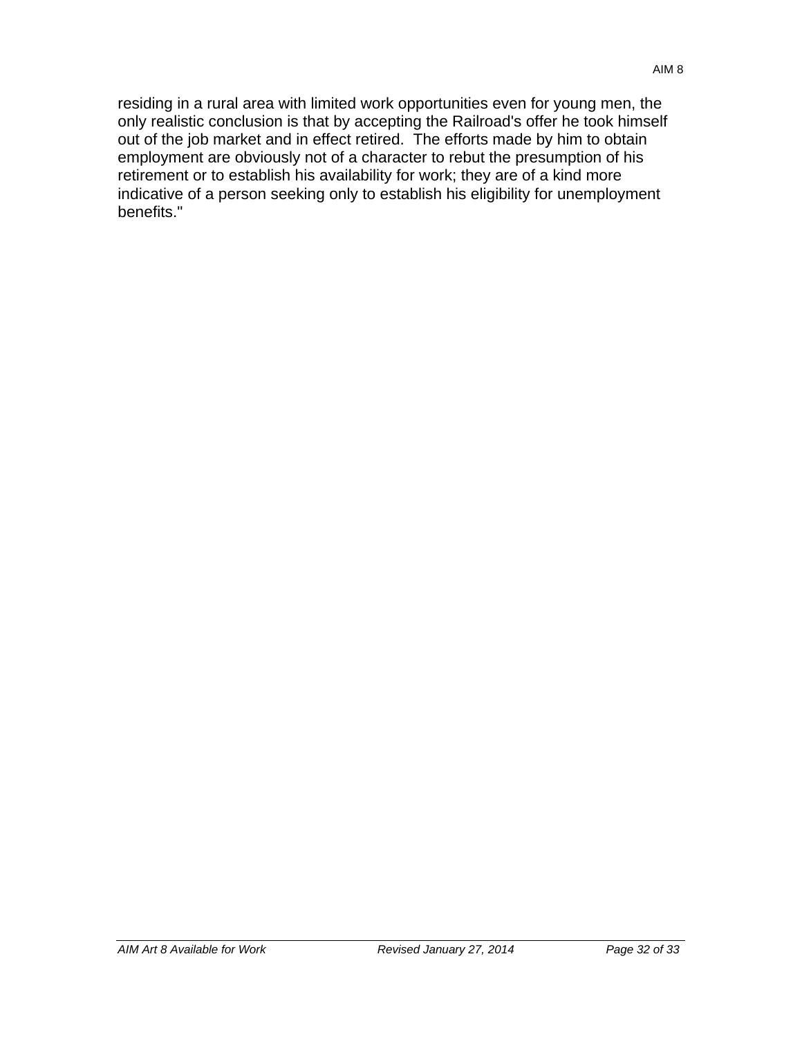residing in a rural area with limited work opportunities even for young men, the only realistic conclusion is that by accepting the Railroad's offer he took himself out of the job market and in effect retired. The efforts made by him to obtain employment are obviously not of a character to rebut the presumption of his retirement or to establish his availability for work; they are of a kind more indicative of a person seeking only to establish his eligibility for unemployment benefits."